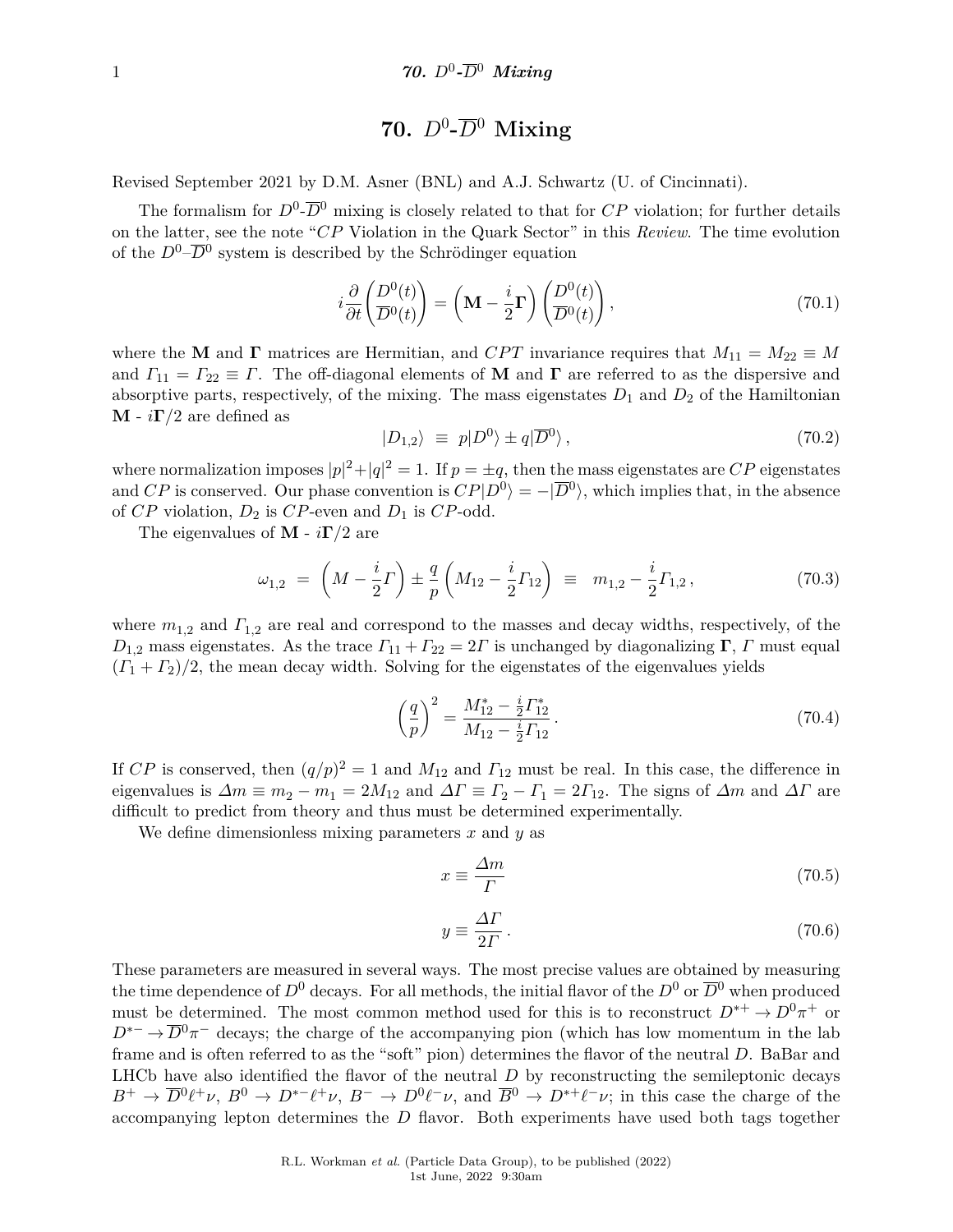# 70. $D^0$-$\overline{D}^0$ Mixing

Revised September 2021 by D.M. Asner (BNL) and A.J. Schwartz (U. of Cincinnati).

The formalism for $D^0$-$\overline{D}^0$ mixing is closely related to that for $CP$ violation; for further details on the latter, see the note "$CP$ Violation in the Quark Sector" in this *Review*. The time evolution of the $D^0$–$\overline{D}^0$ system is described by the Schrödinger equation

$$i\frac{\partial}{\partial t}\begin{pmatrix} D^0(t) \\ \overline{D}^0(t) \end{pmatrix} = \left(\mathbf{M} - \frac{i}{2}\mathbf{\Gamma}\right)\begin{pmatrix} D^0(t) \\ \overline{D}^0(t) \end{pmatrix}, \tag{70.1}$$

where the $\mathbf{M}$ and $\mathbf{\Gamma}$ matrices are Hermitian, and $CPT$ invariance requires that $M_{11} = M_{22} \equiv M$ and $\Gamma_{11} = \Gamma_{22} \equiv \Gamma$. The off-diagonal elements of $\mathbf{M}$ and $\mathbf{\Gamma}$ are referred to as the dispersive and absorptive parts, respectively, of the mixing. The mass eigenstates $D_1$ and $D_2$ of the Hamiltonian $\mathbf{M}$ - $i\mathbf{\Gamma}/2$ are defined as

$$|D_{1,2}\rangle \;\equiv\; p|D^0\rangle \pm q|\overline{D}^0\rangle\,, \tag{70.2}$$

where normalization imposes $|p|^2+|q|^2 = 1$. If $p = \pm q$, then the mass eigenstates are $CP$ eigenstates and $CP$ is conserved. Our phase convention is $CP|D^0\rangle = -|\overline{D}^0\rangle$, which implies that, in the absence of $CP$ violation, $D_2$ is $CP$-even and $D_1$ is $CP$-odd.

The eigenvalues of $\mathbf{M}$ - $i\mathbf{\Gamma}/2$ are

$$\omega_{1,2} \;=\; \left(M - \frac{i}{2}\Gamma\right) \pm \frac{q}{p}\left(M_{12} - \frac{i}{2}\Gamma_{12}\right) \;\equiv\; m_{1,2} - \frac{i}{2}\Gamma_{1,2}\,, \tag{70.3}$$

where $m_{1,2}$ and $\Gamma_{1,2}$ are real and correspond to the masses and decay widths, respectively, of the $D_{1,2}$ mass eigenstates. As the trace $\Gamma_{11} + \Gamma_{22} = 2\Gamma$ is unchanged by diagonalizing $\mathbf{\Gamma}$, $\Gamma$ must equal $(\Gamma_1 + \Gamma_2)/2$, the mean decay width. Solving for the eigenstates of the eigenvalues yields

$$\left(\frac{q}{p}\right)^2 = \frac{M_{12}^* - \frac{i}{2}\Gamma_{12}^*}{M_{12} - \frac{i}{2}\Gamma_{12}}\,. \tag{70.4}$$

If $CP$ is conserved, then $(q/p)^2 = 1$ and $M_{12}$ and $\Gamma_{12}$ must be real. In this case, the difference in eigenvalues is $\Delta m \equiv m_2 - m_1 = 2M_{12}$ and $\Delta\Gamma \equiv \Gamma_2 - \Gamma_1 = 2\Gamma_{12}$. The signs of $\Delta m$ and $\Delta\Gamma$ are difficult to predict from theory and thus must be determined experimentally.

We define dimensionless mixing parameters $x$ and $y$ as

$$x \equiv \frac{\Delta m}{\Gamma} \tag{70.5}$$

$$y \equiv \frac{\Delta\Gamma}{2\Gamma}\,. \tag{70.6}$$

These parameters are measured in several ways. The most precise values are obtained by measuring the time dependence of $D^0$ decays. For all methods, the initial flavor of the $D^0$ or $\overline{D}^0$ when produced must be determined. The most common method used for this is to reconstruct $D^{*+} \to D^0\pi^+$ or $D^{*-} \to \overline{D}^0\pi^-$ decays; the charge of the accompanying pion (which has low momentum in the lab frame and is often referred to as the "soft" pion) determines the flavor of the neutral $D$. BaBar and LHCb have also identified the flavor of the neutral $D$ by reconstructing the semileptonic decays $B^+ \to \overline{D}^0\ell^+\nu$, $B^0 \to D^{*-}\ell^+\nu$, $B^- \to D^0\ell^-\nu$, and $\overline{B}^0 \to D^{*+}\ell^-\nu$; in this case the charge of the accompanying lepton determines the $D$ flavor. Both experiments have used both tags together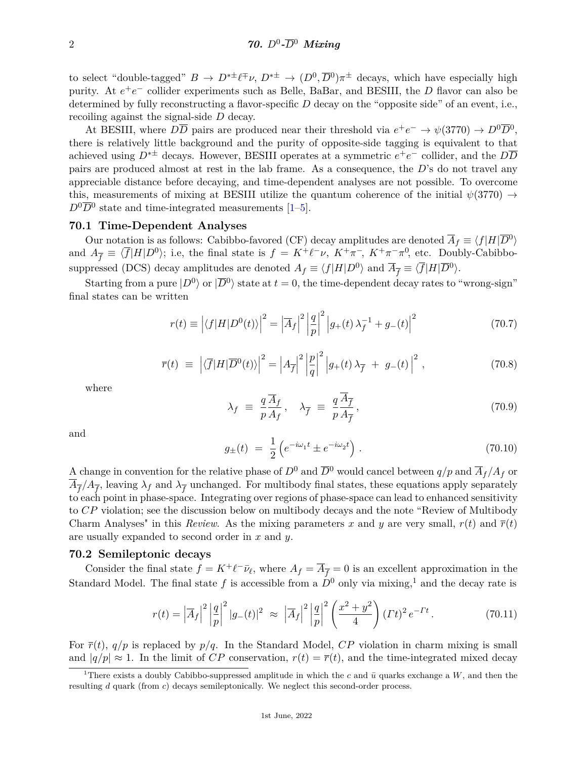to select "double-tagged" $B \to D^{*\pm}\ell^{\mp}\nu$, $D^{*\pm} \to (D^0, \overline{D}^0)\pi^{\pm}$ decays, which have especially high purity. At $e^+e^-$ collider experiments such as Belle, BaBar, and BESIII, the $D$ flavor can also be determined by fully reconstructing a flavor-specific $D$ decay on the "opposite side" of an event, i.e., recoiling against the signal-side $D$ decay.

At BESIII, where $D\overline{D}$ pairs are produced near their threshold via $e^+e^- \to \psi(3770) \to D^0\overline{D}^0$, there is relatively little background and the purity of opposite-side tagging is equivalent to that achieved using $D^{*\pm}$ decays. However, BESIII operates at a symmetric $e^+e^-$ collider, and the $D\overline{D}$ pairs are produced almost at rest in the lab frame. As a consequence, the $D$'s do not travel any appreciable distance before decaying, and time-dependent analyses are not possible. To overcome this, measurements of mixing at BESIII utilize the quantum coherence of the initial $\psi(3770) \to D^0\overline{D}^0$ state and time-integrated measurements [1–5].

## 70.1 Time-Dependent Analyses

Our notation is as follows: Cabibbo-favored (CF) decay amplitudes are denoted $\overline{A}_f \equiv \langle f|H|\overline{D}^0\rangle$ and $A_{\overline{f}} \equiv \langle \overline{f}|H|D^0\rangle$; i.e, the final state is $f = K^+\ell^-\nu$, $K^+\pi^-$, $K^+\pi^-\pi^0$, etc. Doubly-Cabibbo-suppressed (DCS) decay amplitudes are denoted $A_f \equiv \langle f|H|D^0\rangle$ and $\overline{A}_{\overline{f}} \equiv \langle \overline{f}|H|\overline{D}^0\rangle$.

Starting from a pure $|D^0\rangle$ or $|\overline{D}^0\rangle$ state at $t = 0$, the time-dependent decay rates to "wrong-sign" final states can be written

$$r(t) \equiv \left|\langle f|H|D^0(t)\rangle\right|^2 = \left|\overline{A}_f\right|^2 \left|\frac{q}{p}\right|^2 \left|g_+(t)\,\lambda_f^{-1} + g_-(t)\right|^2 \tag{70.7}$$

$$\overline{r}(t) \;\equiv\; \left|\langle \overline{f}|H|\overline{D}^0(t)\rangle\right|^2 = \left|A_{\overline{f}}\right|^2 \left|\frac{p}{q}\right|^2 \left|g_+(t)\,\lambda_{\overline{f}} \;+\; g_-(t)\right|^2 , \tag{70.8}$$

where

$$\lambda_f \;\equiv\; \frac{q}{p}\frac{\overline{A}_f}{A_f}\,, \quad \lambda_{\overline{f}} \;\equiv\; \frac{q}{p}\frac{\overline{A}_{\overline{f}}}{A_{\overline{f}}}\,, \tag{70.9}$$

and

$$g_{\pm}(t) \;=\; \frac{1}{2}\left(e^{-i\omega_1 t} \pm e^{-i\omega_2 t}\right)\,. \tag{70.10}$$

A change in convention for the relative phase of $D^0$ and $\overline{D}^0$ would cancel between $q/p$ and $\overline{A}_f/A_f$ or $\overline{A}_{\overline{f}}/A_{\overline{f}}$, leaving $\lambda_f$ and $\lambda_{\overline{f}}$ unchanged. For multibody final states, these equations apply separately to each point in phase-space. Integrating over regions of phase-space can lead to enhanced sensitivity to $CP$ violation; see the discussion below on multibody decays and the note "Review of Multibody Charm Analyses" in this *Review*. As the mixing parameters $x$ and $y$ are very small, $r(t)$ and $\overline{r}(t)$ are usually expanded to second order in $x$ and $y$.

## 70.2 Semileptonic decays

Consider the final state $f = K^+\ell^-\overline{\nu}_\ell$, where $A_f = \overline{A}_{\overline{f}} = 0$ is an excellent approximation in the Standard Model. The final state $f$ is accessible from a $D^0$ only via mixing,[1] and the decay rate is

$$r(t) = \left|\overline{A}_f\right|^2 \left|\frac{q}{p}\right|^2 |g_-(t)|^2 \;\approx\; \left|\overline{A}_f\right|^2 \left|\frac{q}{p}\right|^2 \left(\frac{x^2+y^2}{4}\right)(\Gamma t)^2\, e^{-\Gamma t}\,. \tag{70.11}$$

For $\overline{r}(t)$, $q/p$ is replaced by $p/q$. In the Standard Model, $CP$ violation in charm mixing is small and $|q/p| \approx 1$. In the limit of $CP$ conservation, $r(t) = \overline{r}(t)$, and the time-integrated mixed decay

[1] There exists a doubly Cabibbo-suppressed amplitude in which the $c$ and $\bar{u}$ quarks exchange a $W$, and then the resulting $d$ quark (from $c$) decays semileptonically. We neglect this second-order process.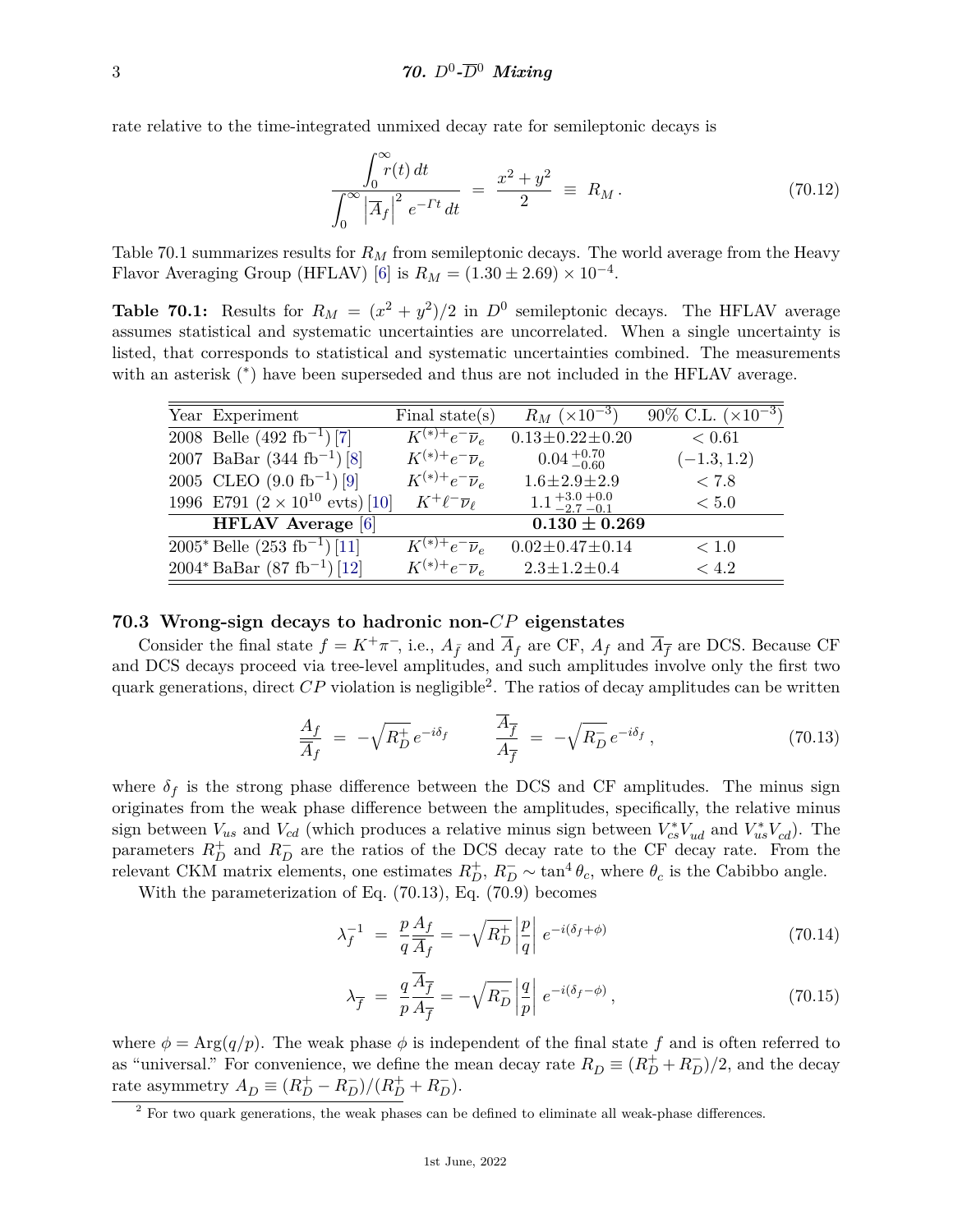rate relative to the time-integrated unmixed decay rate for semileptonic decays is

$$\frac{\int_0^\infty r(t)\,dt}{\int_0^\infty \left|\overline{A}_f\right|^2 e^{-\Gamma t}\,dt} = \frac{x^2+y^2}{2} \equiv R_M\,. \tag{70.12}$$

Table 70.1 summarizes results for $R_M$ from semileptonic decays. The world average from the Heavy Flavor Averaging Group (HFLAV) [6] is $R_M = (1.30 \pm 2.69) \times 10^{-4}$.

**Table 70.1:** Results for $R_M = (x^2+y^2)/2$ in $D^0$ semileptonic decays. The HFLAV average assumes statistical and systematic uncertainties are uncorrelated. When a single uncertainty is listed, that corresponds to statistical and systematic uncertainties combined. The measurements with an asterisk (*) have been superseded and thus are not included in the HFLAV average.

| Year | Experiment | Final state(s) | $R_M$ $(\times 10^{-3})$ | 90% C.L. $(\times 10^{-3})$ |
|---|---|---|---|---|
| 2008 | Belle (492 fb$^{-1}$) [7] | $K^{(*)+}e^-\overline{\nu}_e$ | $0.13\pm0.22\pm0.20$ | $< 0.61$ |
| 2007 | BaBar (344 fb$^{-1}$) [8] | $K^{(*)+}e^-\overline{\nu}_e$ | $0.04\,^{+0.70}_{-0.60}$ | $(-1.3, 1.2)$ |
| 2005 | CLEO (9.0 fb$^{-1}$) [9] | $K^{(*)+}e^-\overline{\nu}_e$ | $1.6\pm2.9\pm2.9$ | $< 7.8$ |
| 1996 | E791 ($2\times10^{10}$ evts) [10] | $K^+\ell^-\overline{\nu}_\ell$ | $1.1\,^{+3.0\,+0.0}_{-2.7\,-0.1}$ | $< 5.0$ |
| | **HFLAV Average** [6] | | $\mathbf{0.130 \pm 0.269}$ | |
| 2005* | Belle (253 fb$^{-1}$) [11] | $K^{(*)+}e^-\overline{\nu}_e$ | $0.02\pm0.47\pm0.14$ | $< 1.0$ |
| 2004* | BaBar (87 fb$^{-1}$) [12] | $K^{(*)+}e^-\overline{\nu}_e$ | $2.3\pm1.2\pm0.4$ | $< 4.2$ |

### 70.3 Wrong-sign decays to hadronic non-$CP$ eigenstates

Consider the final state $f = K^+\pi^-$, i.e., $A_{\overline{f}}$ and $\overline{A}_f$ are CF, $A_f$ and $\overline{A}_{\overline{f}}$ are DCS. Because CF and DCS decays proceed via tree-level amplitudes, and such amplitudes involve only the first two quark generations, direct $CP$ violation is negligible[2]. The ratios of decay amplitudes can be written

$$\frac{A_f}{\overline{A}_f} = -\sqrt{R_D^+}\,e^{-i\delta_f} \qquad \frac{\overline{A}_{\overline{f}}}{A_{\overline{f}}} = -\sqrt{R_D^-}\,e^{-i\delta_f}\,, \tag{70.13}$$

where $\delta_f$ is the strong phase difference between the DCS and CF amplitudes. The minus sign originates from the weak phase difference between the amplitudes, specifically, the relative minus sign between $V_{us}$ and $V_{cd}$ (which produces a relative minus sign between $V_{cs}^*V_{ud}$ and $V_{us}^*V_{cd}$). The parameters $R_D^+$ and $R_D^-$ are the ratios of the DCS decay rate to the CF decay rate. From the relevant CKM matrix elements, one estimates $R_D^+$, $R_D^- \sim \tan^4\theta_c$, where $\theta_c$ is the Cabibbo angle.

With the parameterization of Eq. (70.13), Eq. (70.9) becomes

$$\lambda_f^{-1} = \frac{p}{q}\frac{A_f}{\overline{A}_f} = -\sqrt{R_D^+}\left|\frac{p}{q}\right| e^{-i(\delta_f+\phi)} \tag{70.14}$$

$$\lambda_{\overline{f}} = \frac{q}{p}\frac{\overline{A}_{\overline{f}}}{A_{\overline{f}}} = -\sqrt{R_D^-}\left|\frac{q}{p}\right| e^{-i(\delta_f-\phi)}\,, \tag{70.15}$$

where $\phi = \mathrm{Arg}(q/p)$. The weak phase $\phi$ is independent of the final state $f$ and is often referred to as "universal." For convenience, we define the mean decay rate $R_D \equiv (R_D^+ + R_D^-)/2$, and the decay rate asymmetry $A_D \equiv (R_D^+ - R_D^-)/(R_D^+ + R_D^-)$.

[2] For two quark generations, the weak phases can be defined to eliminate all weak-phase differences.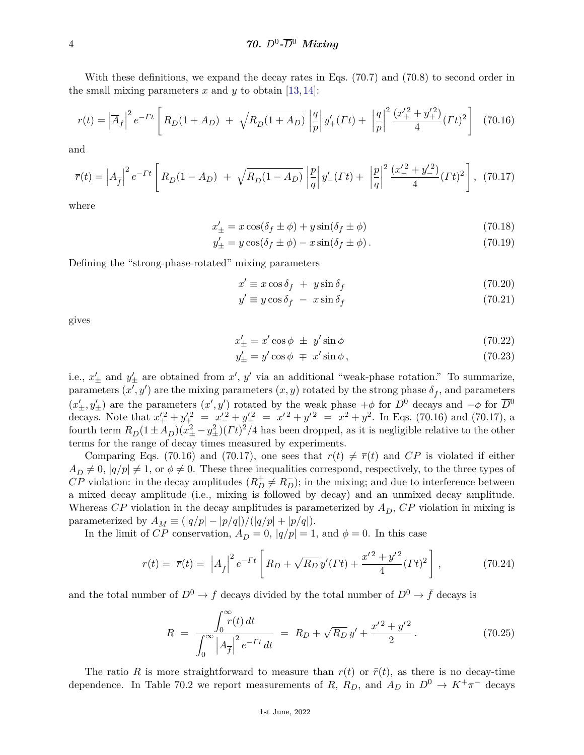With these definitions, we expand the decay rates in Eqs. (70.7) and (70.8) to second order in the small mixing parameters $x$ and $y$ to obtain [13, 14]:

$$
r(t) = \left|\overline{A}_f\right|^2 e^{-\Gamma t} \left[ R_D(1+A_D) \;+\; \sqrt{R_D(1+A_D)}\,\left|\frac{q}{p}\right| y'_+(\Gamma t) + \;\left|\frac{q}{p}\right|^2 \frac{(x'^2_+ + y'^2_+)}{4}(\Gamma t)^2 \right] \quad (70.16)
$$

and

$$
\overline{r}(t) = \left|A_{\overline{f}}\right|^2 e^{-\Gamma t} \left[ R_D(1-A_D) \;+\; \sqrt{R_D(1-A_D)}\,\left|\frac{p}{q}\right| y'_-(\Gamma t) + \;\left|\frac{p}{q}\right|^2 \frac{(x'^2_- + y'^2_-)}{4}(\Gamma t)^2 \right], \quad (70.17)
$$

where

$$
x'_\pm = x\cos(\delta_f \pm \phi) + y\sin(\delta_f \pm \phi) \quad (70.18)
$$

$$
y'_\pm = y\cos(\delta_f \pm \phi) - x\sin(\delta_f \pm \phi)\,. \quad (70.19)
$$

Defining the "strong-phase-rotated" mixing parameters

$$
x' \equiv x\cos\delta_f \;+\; y\sin\delta_f \quad (70.20)
$$

$$
y' \equiv y\cos\delta_f \;-\; x\sin\delta_f \quad (70.21)
$$

gives

$$
x'_\pm = x'\cos\phi \;\pm\; y'\sin\phi \quad (70.22)
$$

$$
y'_\pm = y'\cos\phi \;\mp\; x'\sin\phi\,, \quad (70.23)
$$

i.e., $x'_\pm$ and $y'_\pm$ are obtained from $x'$, $y'$ via an additional "weak-phase rotation." To summarize, parameters $(x', y')$ are the mixing parameters $(x, y)$ rotated by the strong phase $\delta_f$, and parameters $(x'_\pm, y'_\pm)$ are the parameters $(x', y')$ rotated by the weak phase $+\phi$ for $D^0$ decays and $-\phi$ for $\overline{D}^0$ decays. Note that $x'^2_+ + y'^2_+ \;=\; x'^2_- + y'^2_- \;=\; x'^2 + y'^2 \;=\; x^2 + y^2$. In Eqs. (70.16) and (70.17), a fourth term $R_D(1 \pm A_D)(x^2_\pm - y^2_\pm)(\Gamma t)^2/4$ has been dropped, as it is negligible relative to the other terms for the range of decay times measured by experiments.

Comparing Eqs. (70.16) and (70.17), one sees that $r(t) \neq \overline{r}(t)$ and $CP$ is violated if either $A_D \neq 0$, $|q/p| \neq 1$, or $\phi \neq 0$. These three inequalities correspond, respectively, to the three types of $CP$ violation: in the decay amplitudes ($R^+_D \neq R^-_D$); in the mixing; and due to interference between a mixed decay amplitude (i.e., mixing is followed by decay) and an unmixed decay amplitude. Whereas $CP$ violation in the decay amplitudes is parameterized by $A_D$, $CP$ violation in mixing is parameterized by $A_M \equiv (|q/p| - |p/q|)/(|q/p| + |p/q|)$.

In the limit of $CP$ conservation, $A_D = 0$, $|q/p| = 1$, and $\phi = 0$. In this case

$$
r(t) = \;\overline{r}(t) = \;\left|A_{\overline{f}}\right|^2 e^{-\Gamma t} \left[ R_D + \sqrt{R_D}\, y'(\Gamma t) + \frac{x'^2 + y'^2}{4}(\Gamma t)^2 \right], \quad (70.24)
$$

and the total number of $D^0 \to f$ decays divided by the total number of $D^0 \to \bar{f}$ decays is

$$
R \;=\; \frac{\displaystyle\int_0^\infty r(t)\,dt}{\displaystyle\int_0^\infty \left|A_{\overline{f}}\right|^2 e^{-\Gamma t}\,dt} \;=\; R_D + \sqrt{R_D}\, y' + \frac{x'^2 + y'^2}{2}\,. \quad (70.25)
$$

The ratio $R$ is more straightforward to measure than $r(t)$ or $\bar{r}(t)$, as there is no decay-time dependence. In Table 70.2 we report measurements of $R$, $R_D$, and $A_D$ in $D^0 \to K^+\pi^-$ decays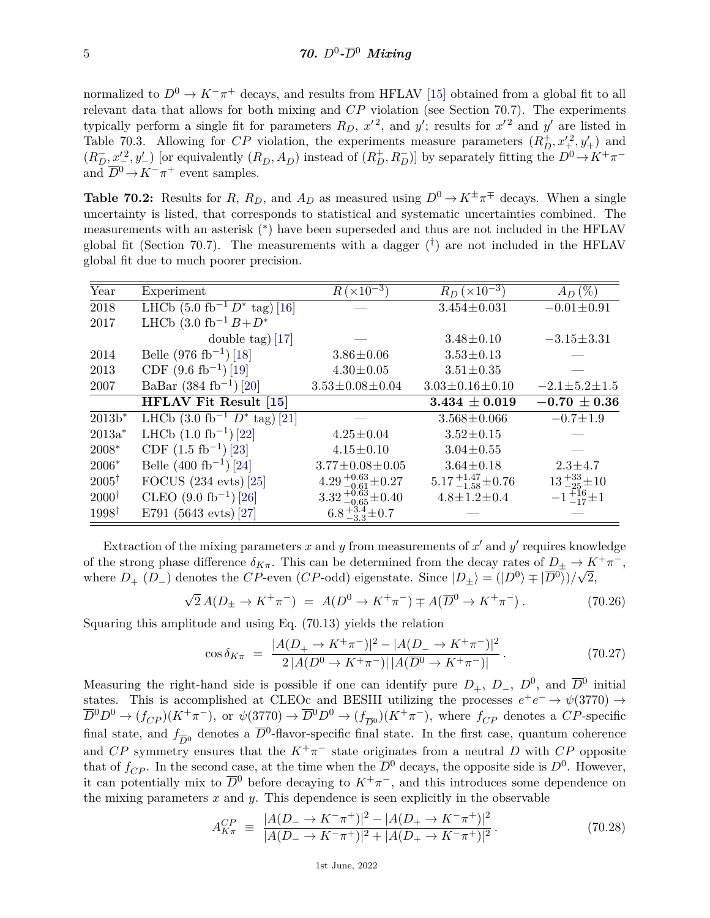normalized to $D^0 \to K^-\pi^+$ decays, and results from HFLAV [15] obtained from a global fit to all relevant data that allows for both mixing and $CP$ violation (see Section 70.7). The experiments typically perform a single fit for parameters $R_D$, $x'^2$, and $y'$; results for $x'^2$ and $y'$ are listed in Table 70.3. Allowing for $CP$ violation, the experiments measure parameters $(R_D^+, x'^2_+, y'_+)$ and $(R_D^-, x'^2_-, y'_-)$ [or equivalently $(R_D, A_D)$ instead of $(R_D^+, R_D^-)$] by separately fitting the $D^0 \to K^+\pi^-$ and $\overline{D}^0 \to K^-\pi^+$ event samples.

**Table 70.2:** Results for $R$, $R_D$, and $A_D$ as measured using $D^0 \to K^\pm\pi^\mp$ decays. When a single uncertainty is listed, that corresponds to statistical and systematic uncertainties combined. The measurements with an asterisk (*) have been superseded and thus are not included in the HFLAV global fit (Section 70.7). The measurements with a dagger (†) are not included in the HFLAV global fit due to much poorer precision.

| Year | Experiment | $R\,(\times 10^{-3})$ | $R_D\,(\times 10^{-3})$ | $A_D\,(\%)$ |
|---|---|---|---|---|
| 2018 | LHCb (5.0 fb$^{-1}$ $D^*$ tag) [16] | — | $3.454 \pm 0.031$ | $-0.01 \pm 0.91$ |
| 2017 | LHCb (3.0 fb$^{-1}$ $B+D^*$ double tag) [17] | — | $3.48 \pm 0.10$ | $-3.15 \pm 3.31$ |
| 2014 | Belle (976 fb$^{-1}$) [18] | $3.86 \pm 0.06$ | $3.53 \pm 0.13$ | — |
| 2013 | CDF (9.6 fb$^{-1}$) [19] | $4.30 \pm 0.05$ | $3.51 \pm 0.35$ | — |
| 2007 | BaBar (384 fb$^{-1}$) [20] | $3.53 \pm 0.08 \pm 0.04$ | $3.03 \pm 0.16 \pm 0.10$ | $-2.1 \pm 5.2 \pm 1.5$ |
| | **HFLAV Fit Result [15]** | | $\mathbf{3.434 \pm 0.019}$ | $\mathbf{-0.70 \pm 0.36}$ |
| 2013b* | LHCb (3.0 fb$^{-1}$ $D^*$ tag) [21] | — | $3.568 \pm 0.066$ | $-0.7 \pm 1.9$ |
| 2013a* | LHCb (1.0 fb$^{-1}$) [22] | $4.25 \pm 0.04$ | $3.52 \pm 0.15$ | — |
| 2008* | CDF (1.5 fb$^{-1}$) [23] | $4.15 \pm 0.10$ | $3.04 \pm 0.55$ | — |
| 2006* | Belle (400 fb$^{-1}$) [24] | $3.77 \pm 0.08 \pm 0.05$ | $3.64 \pm 0.18$ | $2.3 \pm 4.7$ |
| 2005† | FOCUS (234 evts) [25] | $4.29\,^{+0.63}_{-0.61} \pm 0.27$ | $5.17\,^{+1.47}_{-1.58} \pm 0.76$ | $13\,^{+33}_{-25} \pm 10$ |
| 2000† | CLEO (9.0 fb$^{-1}$) [26] | $3.32\,^{+0.63}_{-0.65} \pm 0.40$ | $4.8 \pm 1.2 \pm 0.4$ | $-1\,^{+16}_{-17} \pm 1$ |
| 1998† | E791 (5643 evts) [27] | $6.8\,^{+3.4}_{-3.3} \pm 0.7$ | — | — |

Extraction of the mixing parameters $x$ and $y$ from measurements of $x'$ and $y'$ requires knowledge of the strong phase difference $\delta_{K\pi}$. This can be determined from the decay rates of $D_\pm \to K^+\pi^-$, where $D_+$ ($D_-$) denotes the $CP$-even ($CP$-odd) eigenstate. Since $|D_\pm\rangle = (|D^0\rangle \mp |\overline{D}^0\rangle)/\sqrt{2}$,

$$\sqrt{2}\,A(D_\pm \to K^+\pi^-) \;=\; A(D^0 \to K^+\pi^-) \mp A(\overline{D}^0 \to K^+\pi^-)\,. \tag{70.26}$$

Squaring this amplitude and using Eq. (70.13) yields the relation

$$\cos\delta_{K\pi} \;=\; \frac{|A(D_+ \to K^+\pi^-)|^2 - |A(D_- \to K^+\pi^-)|^2}{2\,|A(D^0 \to K^+\pi^-)|\,|A(\overline{D}^0 \to K^+\pi^-)|}\,. \tag{70.27}$$

Measuring the right-hand side is possible if one can identify pure $D_+$, $D_-$, $D^0$, and $\overline{D}^0$ initial states. This is accomplished at CLEOc and BESIII utilizing the processes $e^+e^- \to \psi(3770) \to \overline{D}^0 D^0 \to (f_{CP})(K^+\pi^-)$, or $\psi(3770) \to \overline{D}^0 D^0 \to (f_{\overline{D}^0})(K^+\pi^-)$, where $f_{CP}$ denotes a $CP$-specific final state, and $f_{\overline{D}^0}$ denotes a $\overline{D}^0$-flavor-specific final state. In the first case, quantum coherence and $CP$ symmetry ensures that the $K^+\pi^-$ state originates from a neutral $D$ with $CP$ opposite that of $f_{CP}$. In the second case, at the time when the $\overline{D}^0$ decays, the opposite side is $D^0$. However, it can potentially mix to $\overline{D}^0$ before decaying to $K^+\pi^-$, and this introduces some dependence on the mixing parameters $x$ and $y$. This dependence is seen explicitly in the observable

$$A^{CP}_{K\pi} \;\equiv\; \frac{|A(D_- \to K^-\pi^+)|^2 - |A(D_+ \to K^-\pi^+)|^2}{|A(D_- \to K^-\pi^+)|^2 + |A(D_+ \to K^-\pi^+)|^2}\,. \tag{70.28}$$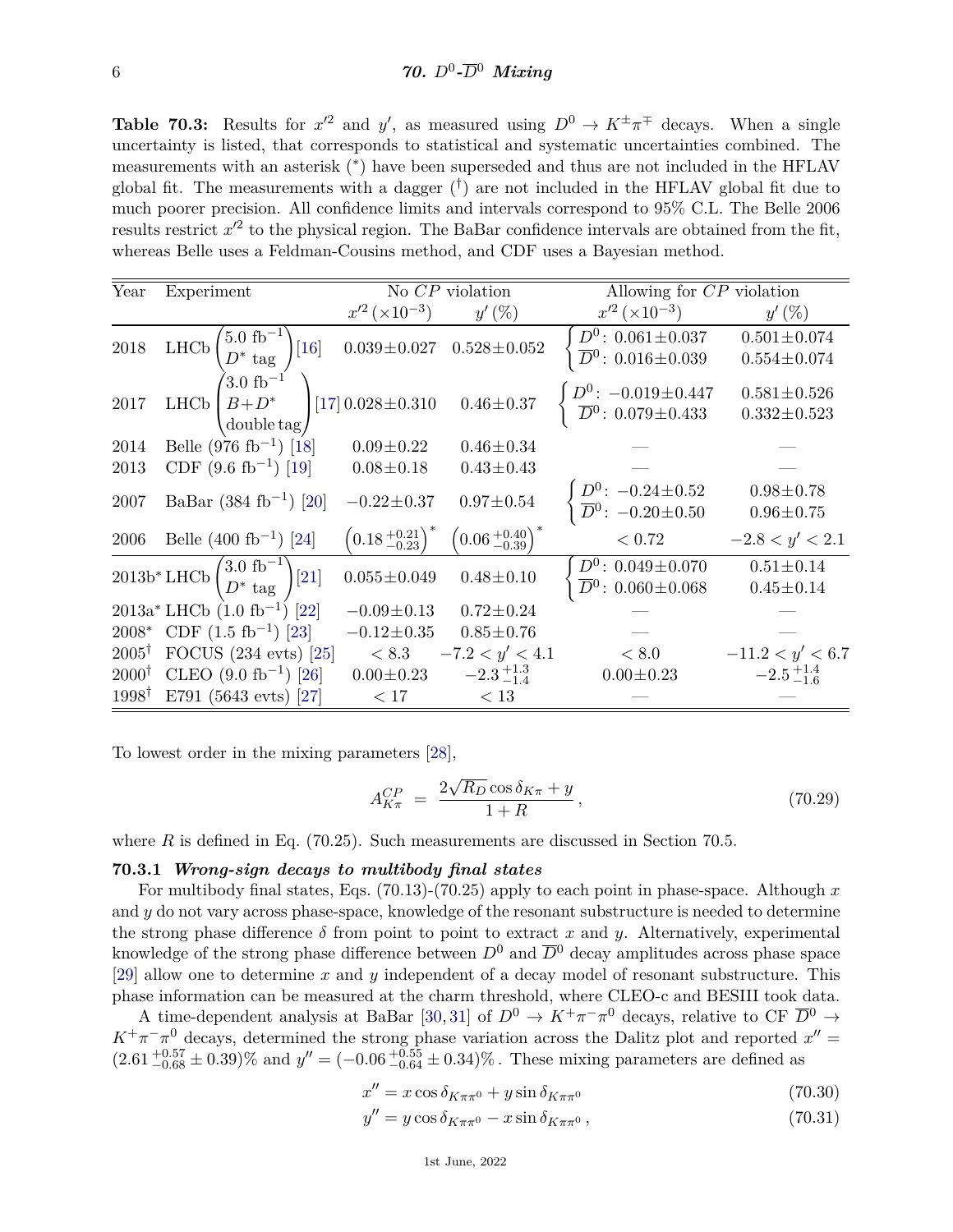**Table 70.3:** Results for $x'^2$ and $y'$, as measured using $D^0 \to K^\pm\pi^\mp$ decays. When a single uncertainty is listed, that corresponds to statistical and systematic uncertainties combined. The measurements with an asterisk (*) have been superseded and thus are not included in the HFLAV global fit. The measurements with a dagger (†) are not included in the HFLAV global fit due to much poorer precision. All confidence limits and intervals correspond to 95% C.L. The Belle 2006 results restrict $x'^2$ to the physical region. The BaBar confidence intervals are obtained from the fit, whereas Belle uses a Feldman-Cousins method, and CDF uses a Bayesian method.

| Year | Experiment | No $CP$ violation | | Allowing for $CP$ violation | |
|---|---|---|---|---|---|
| | | $x'^2$ ($\times 10^{-3}$) | $y'$ (%) | $x'^2$ ($\times 10^{-3}$) | $y'$ (%) |
| 2018 | LHCb (5.0 fb$^{-1}$, $D^*$ tag) [16] | $0.039 \pm 0.027$ | $0.528 \pm 0.052$ | $D^0$: $0.061 \pm 0.037$<br>$\overline{D}^0$: $0.016 \pm 0.039$ | $0.501 \pm 0.074$<br>$0.554 \pm 0.074$ |
| 2017 | LHCb (3.0 fb$^{-1}$, $B{+}D^*$ double tag) [17] | $0.028 \pm 0.310$ | $0.46 \pm 0.37$ | $D^0$: $-0.019 \pm 0.447$<br>$\overline{D}^0$: $0.079 \pm 0.433$ | $0.581 \pm 0.526$<br>$0.332 \pm 0.523$ |
| 2014 | Belle (976 fb$^{-1}$) [18] | $0.09 \pm 0.22$ | $0.46 \pm 0.34$ | — | — |
| 2013 | CDF (9.6 fb$^{-1}$) [19] | $0.08 \pm 0.18$ | $0.43 \pm 0.43$ | — | — |
| 2007 | BaBar (384 fb$^{-1}$) [20] | $-0.22 \pm 0.37$ | $0.97 \pm 0.54$ | $D^0$: $-0.24 \pm 0.52$<br>$\overline{D}^0$: $-0.20 \pm 0.50$ | $0.98 \pm 0.78$<br>$0.96 \pm 0.75$ |
| 2006 | Belle (400 fb$^{-1}$) [24] | $\left(0.18\,^{+0.21}_{-0.23}\right)^*$ | $\left(0.06\,^{+0.40}_{-0.39}\right)^*$ | $< 0.72$ | $-2.8 < y' < 2.1$ |
| 2013b* | LHCb (3.0 fb$^{-1}$, $D^*$ tag) [21] | $0.055 \pm 0.049$ | $0.48 \pm 0.10$ | $D^0$: $0.049 \pm 0.070$<br>$\overline{D}^0$: $0.060 \pm 0.068$ | $0.51 \pm 0.14$<br>$0.45 \pm 0.14$ |
| 2013a* | LHCb (1.0 fb$^{-1}$) [22] | $-0.09 \pm 0.13$ | $0.72 \pm 0.24$ | — | — |
| 2008* | CDF (1.5 fb$^{-1}$) [23] | $-0.12 \pm 0.35$ | $0.85 \pm 0.76$ | — | — |
| 2005† | FOCUS (234 evts) [25] | $< 8.3$ | $-7.2 < y' < 4.1$ | $< 8.0$ | $-11.2 < y' < 6.7$ |
| 2000† | CLEO (9.0 fb$^{-1}$) [26] | $0.00 \pm 0.23$ | $-2.3\,^{+1.3}_{-1.4}$ | $0.00 \pm 0.23$ | $-2.5\,^{+1.4}_{-1.6}$ |
| 1998† | E791 (5643 evts) [27] | $< 17$ | $< 13$ | — | — |

To lowest order in the mixing parameters [28],

$$A^{CP}_{K\pi} = \frac{2\sqrt{R_D}\cos\delta_{K\pi} + y}{1+R}\,, \tag{70.29}$$

where $R$ is defined in Eq. (70.25). Such measurements are discussed in Section 70.5.

### 70.3.1 *Wrong-sign decays to multibody final states*

For multibody final states, Eqs. (70.13)-(70.25) apply to each point in phase-space. Although $x$ and $y$ do not vary across phase-space, knowledge of the resonant substructure is needed to determine the strong phase difference $\delta$ from point to point to extract $x$ and $y$. Alternatively, experimental knowledge of the strong phase difference between $D^0$ and $\overline{D}^0$ decay amplitudes across phase space [29] allow one to determine $x$ and $y$ independent of a decay model of resonant substructure. This phase information can be measured at the charm threshold, where CLEO-c and BESIII took data.

A time-dependent analysis at BaBar [30, 31] of $D^0 \to K^+\pi^-\pi^0$ decays, relative to CF $\overline{D}^0 \to K^+\pi^-\pi^0$ decays, determined the strong phase variation across the Dalitz plot and reported $x'' = (2.61\,^{+0.57}_{-0.68} \pm 0.39)\%$ and $y'' = (-0.06\,^{+0.55}_{-0.64} \pm 0.34)\%$. These mixing parameters are defined as

$$x'' = x\cos\delta_{K\pi\pi^0} + y\sin\delta_{K\pi\pi^0} \tag{70.30}$$

$$y'' = y\cos\delta_{K\pi\pi^0} - x\sin\delta_{K\pi\pi^0}\,, \tag{70.31}$$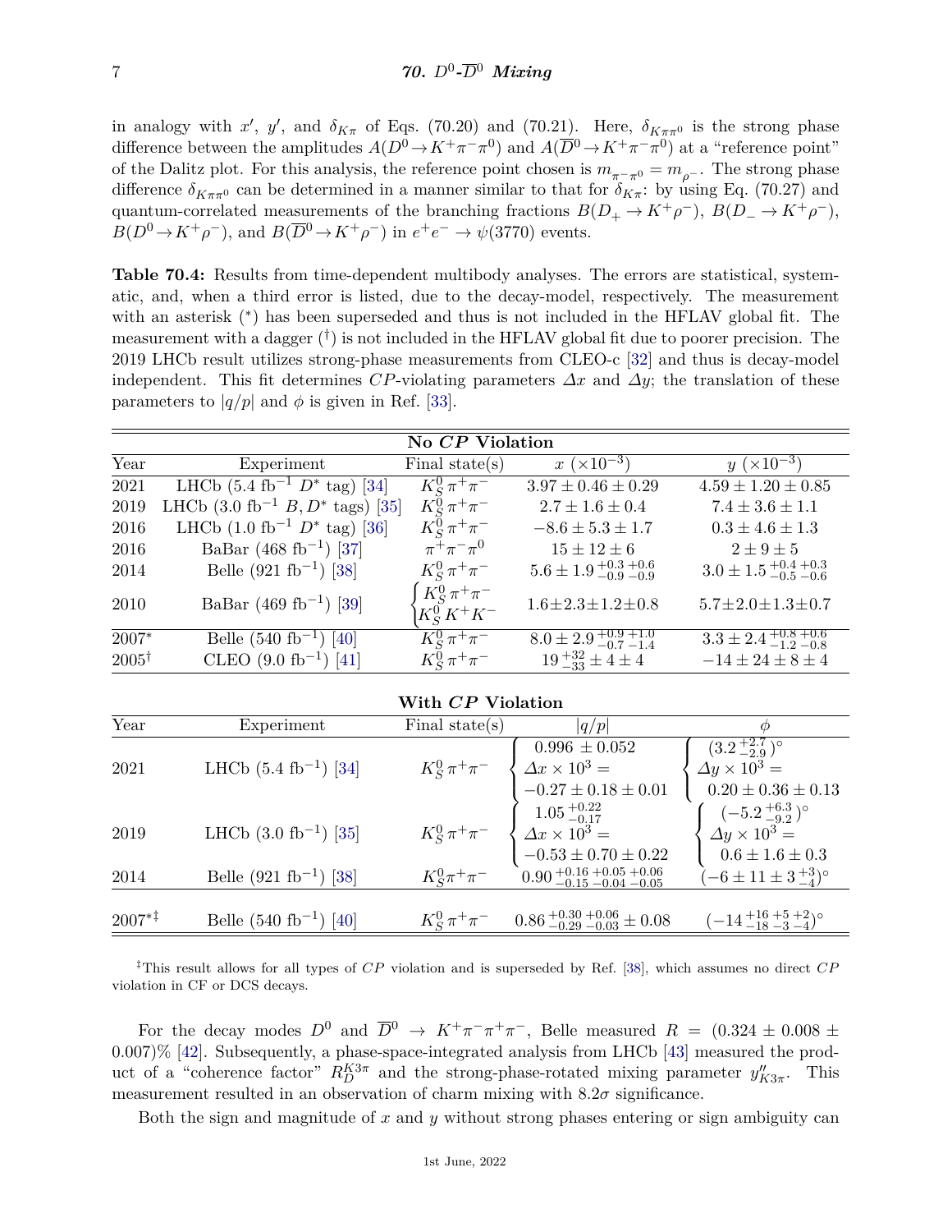in analogy with $x'$, $y'$, and $\delta_{K\pi}$ of Eqs. (70.20) and (70.21). Here, $\delta_{K\pi\pi^0}$ is the strong phase difference between the amplitudes $A(D^0 \to K^+\pi^-\pi^0)$ and $A(\overline{D}^0 \to K^+\pi^-\pi^0)$ at a "reference point" of the Dalitz plot. For this analysis, the reference point chosen is $m_{\pi^-\pi^0} = m_{\rho^-}$. The strong phase difference $\delta_{K\pi\pi^0}$ can be determined in a manner similar to that for $\delta_{K\pi}$: by using Eq. (70.27) and quantum-correlated measurements of the branching fractions $B(D_+ \to K^+\rho^-)$, $B(D_- \to K^+\rho^-)$, $B(D^0 \to K^+\rho^-)$, and $B(\overline{D}^0 \to K^+\rho^-)$ in $e^+e^- \to \psi(3770)$ events.

**Table 70.4:** Results from time-dependent multibody analyses. The errors are statistical, systematic, and, when a third error is listed, due to the decay-model, respectively. The measurement with an asterisk (*) has been superseded and thus is not included in the HFLAV global fit. The measurement with a dagger (†) is not included in the HFLAV global fit due to poorer precision. The 2019 LHCb result utilizes strong-phase measurements from CLEO-c [32] and thus is decay-model independent. This fit determines $CP$-violating parameters $\Delta x$ and $\Delta y$; the translation of these parameters to $|q/p|$ and $\phi$ is given in Ref. [33].

**No $CP$ Violation**

| Year | Experiment | Final state(s) | $x$ ($\times 10^{-3}$) | $y$ ($\times 10^{-3}$) |
|---|---|---|---|---|
| 2021 | LHCb (5.4 fb$^{-1}$ $D^*$ tag) [34] | $K^0_S\pi^+\pi^-$ | $3.97 \pm 0.46 \pm 0.29$ | $4.59 \pm 1.20 \pm 0.85$ |
| 2019 | LHCb (3.0 fb$^{-1}$ $B, D^*$ tags) [35] | $K^0_S\pi^+\pi^-$ | $2.7 \pm 1.6 \pm 0.4$ | $7.4 \pm 3.6 \pm 1.1$ |
| 2016 | LHCb (1.0 fb$^{-1}$ $D^*$ tag) [36] | $K^0_S\pi^+\pi^-$ | $-8.6 \pm 5.3 \pm 1.7$ | $0.3 \pm 4.6 \pm 1.3$ |
| 2016 | BaBar (468 fb$^{-1}$) [37] | $\pi^+\pi^-\pi^0$ | $15 \pm 12 \pm 6$ | $2 \pm 9 \pm 5$ |
| 2014 | Belle (921 fb$^{-1}$) [38] | $K^0_S\pi^+\pi^-$ | $5.6 \pm 1.9\,^{+0.3}_{-0.9}\,^{+0.6}_{-0.9}$ | $3.0 \pm 1.5\,^{+0.4}_{-0.5}\,^{+0.3}_{-0.6}$ |
| 2010 | BaBar (469 fb$^{-1}$) [39] | $\begin{cases} K^0_S\pi^+\pi^- \\ K^0_S K^+K^- \end{cases}$ | $1.6 \pm 2.3 \pm 1.2 \pm 0.8$ | $5.7 \pm 2.0 \pm 1.3 \pm 0.7$ |
| 2007* | Belle (540 fb$^{-1}$) [40] | $K^0_S\pi^+\pi^-$ | $8.0 \pm 2.9\,^{+0.9}_{-0.7}\,^{+1.0}_{-1.4}$ | $3.3 \pm 2.4\,^{+0.8}_{-1.2}\,^{+0.6}_{-0.8}$ |
| 2005† | CLEO (9.0 fb$^{-1}$) [41] | $K^0_S\pi^+\pi^-$ | $19\,^{+32}_{-33} \pm 4 \pm 4$ | $-14 \pm 24 \pm 8 \pm 4$ |

**With $CP$ Violation**

| Year | Experiment | Final state(s) | $\lvert q/p\rvert$ | $\phi$ |
|---|---|---|---|---|
| 2021 | LHCb (5.4 fb$^{-1}$) [34] | $K^0_S\pi^+\pi^-$ | $\begin{cases} 0.996 \pm 0.052 \\ \Delta x \times 10^3 = \\ -0.27 \pm 0.18 \pm 0.01 \end{cases}$ | $\begin{cases} (3.2\,^{+2.7}_{-2.9})^\circ \\ \Delta y \times 10^3 = \\ 0.20 \pm 0.36 \pm 0.13 \end{cases}$ |
| 2019 | LHCb (3.0 fb$^{-1}$) [35] | $K^0_S\pi^+\pi^-$ | $\begin{cases} 1.05\,^{+0.22}_{-0.17} \\ \Delta x \times 10^3 = \\ -0.53 \pm 0.70 \pm 0.22 \end{cases}$ | $\begin{cases} (-5.2\,^{+6.3}_{-9.2})^\circ \\ \Delta y \times 10^3 = \\ 0.6 \pm 1.6 \pm 0.3 \end{cases}$ |
| 2014 | Belle (921 fb$^{-1}$) [38] | $K^0_S\pi^+\pi^-$ | $0.90\,^{+0.16}_{-0.15}\,^{+0.05}_{-0.04}\,^{+0.06}_{-0.05}$ | $(-6 \pm 11 \pm 3\,^{+3}_{-4})^\circ$ |
| 2007*‡ | Belle (540 fb$^{-1}$) [40] | $K^0_S\pi^+\pi^-$ | $0.86\,^{+0.30}_{-0.29}\,^{+0.06}_{-0.03} \pm 0.08$ | $(-14\,^{+16}_{-18}\,^{+5}_{-3}\,^{+2}_{-4})^\circ$ |

‡This result allows for all types of $CP$ violation and is superseded by Ref. [38], which assumes no direct $CP$ violation in CF or DCS decays.

For the decay modes $D^0$ and $\overline{D}^0 \to K^+\pi^-\pi^+\pi^-$, Belle measured $R = (0.324 \pm 0.008 \pm 0.007)\%$ [42]. Subsequently, a phase-space-integrated analysis from LHCb [43] measured the product of a "coherence factor" $R_D^{K3\pi}$ and the strong-phase-rotated mixing parameter $y''_{K3\pi}$. This measurement resulted in an observation of charm mixing with $8.2\sigma$ significance.

Both the sign and magnitude of $x$ and $y$ without strong phases entering or sign ambiguity can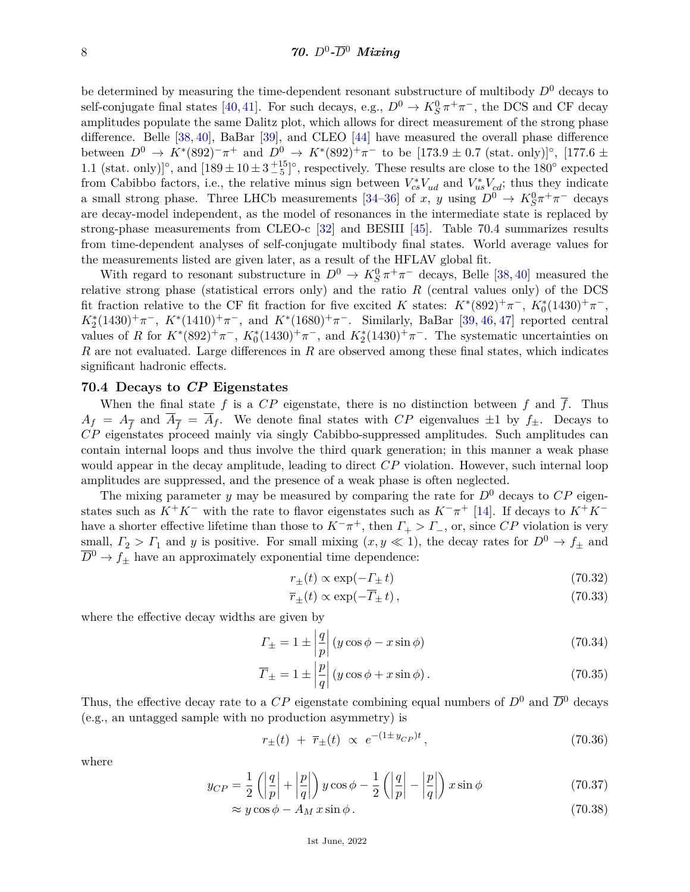be determined by measuring the time-dependent resonant substructure of multibody $D^0$ decays to self-conjugate final states [40, 41]. For such decays, e.g., $D^0 \to K_S^0\pi^+\pi^-$, the DCS and CF decay amplitudes populate the same Dalitz plot, which allows for direct measurement of the overall strong phase difference. Belle [38, 40], BaBar [39], and CLEO [44] have measured the overall phase difference between $D^0 \to K^*(892)^-\pi^+$ and $D^0 \to K^*(892)^+\pi^-$ to be $[173.9 \pm 0.7\ \text{(stat. only)}]^\circ$, $[177.6 \pm 1.1\ \text{(stat. only)}]^\circ$, and $[189 \pm 10 \pm 3\,^{+15}_{-5}]^\circ$, respectively. These results are close to the 180° expected from Cabibbo factors, i.e., the relative minus sign between $V_{cs}^* V_{ud}$ and $V_{us}^* V_{cd}$; thus they indicate a small strong phase. Three LHCb measurements [34–36] of $x$, $y$ using $D^0 \to K_S^0\pi^+\pi^-$ decays are decay-model independent, as the model of resonances in the intermediate state is replaced by strong-phase measurements from CLEO-c [32] and BESIII [45]. Table 70.4 summarizes results from time-dependent analyses of self-conjugate multibody final states. World average values for the measurements listed are given later, as a result of the HFLAV global fit.

With regard to resonant substructure in $D^0 \to K_S^0\pi^+\pi^-$ decays, Belle [38, 40] measured the relative strong phase (statistical errors only) and the ratio $R$ (central values only) of the DCS fit fraction relative to the CF fit fraction for five excited $K$ states: $K^*(892)^+\pi^-$, $K_0^*(1430)^+\pi^-$, $K_2^*(1430)^+\pi^-$, $K^*(1410)^+\pi^-$, and $K^*(1680)^+\pi^-$. Similarly, BaBar [39, 46, 47] reported central values of $R$ for $K^*(892)^+\pi^-$, $K_0^*(1430)^+\pi^-$, and $K_2^*(1430)^+\pi^-$. The systematic uncertainties on $R$ are not evaluated. Large differences in $R$ are observed among these final states, which indicates significant hadronic effects.

## 70.4 Decays to *CP* Eigenstates

When the final state $f$ is a $CP$ eigenstate, there is no distinction between $f$ and $\overline{f}$. Thus $A_f = A_{\overline{f}}$ and $\overline{A}_{\overline{f}} = \overline{A}_f$. We denote final states with $CP$ eigenvalues $\pm 1$ by $f_\pm$. Decays to $CP$ eigenstates proceed mainly via singly Cabibbo-suppressed amplitudes. Such amplitudes can contain internal loops and thus involve the third quark generation; in this manner a weak phase would appear in the decay amplitude, leading to direct $CP$ violation. However, such internal loop amplitudes are suppressed, and the presence of a weak phase is often neglected.

The mixing parameter $y$ may be measured by comparing the rate for $D^0$ decays to $CP$ eigenstates such as $K^+K^-$ with the rate to flavor eigenstates such as $K^-\pi^+$ [14]. If decays to $K^+K^-$ have a shorter effective lifetime than those to $K^-\pi^+$, then $\Gamma_+ > \Gamma_-$, or, since $CP$ violation is very small, $\Gamma_2 > \Gamma_1$ and $y$ is positive. For small mixing ($x, y \ll 1$), the decay rates for $D^0 \to f_\pm$ and $\overline{D}^0 \to f_\pm$ have an approximately exponential time dependence:

$$r_\pm(t) \propto \exp(-\Gamma_\pm t) \tag{70.32}$$

$$\overline{r}_\pm(t) \propto \exp(-\overline{\Gamma}_\pm t)\,, \tag{70.33}$$

where the effective decay widths are given by

$$\Gamma_\pm = 1 \pm \left|\frac{q}{p}\right| (y\cos\phi - x\sin\phi) \tag{70.34}$$

$$\overline{\Gamma}_\pm = 1 \pm \left|\frac{p}{q}\right| (y\cos\phi + x\sin\phi)\,. \tag{70.35}$$

Thus, the effective decay rate to a $CP$ eigenstate combining equal numbers of $D^0$ and $\overline{D}^0$ decays (e.g., an untagged sample with no production asymmetry) is

$$r_\pm(t) \;+\; \overline{r}_\pm(t) \;\propto\; e^{-(1\pm y_{CP})t}\,, \tag{70.36}$$

where

$$y_{CP} = \frac{1}{2}\left(\left|\frac{q}{p}\right| + \left|\frac{p}{q}\right|\right) y\cos\phi - \frac{1}{2}\left(\left|\frac{q}{p}\right| - \left|\frac{p}{q}\right|\right) x\sin\phi \tag{70.37}$$

$$\approx y\cos\phi - A_M\, x\sin\phi\,. \tag{70.38}$$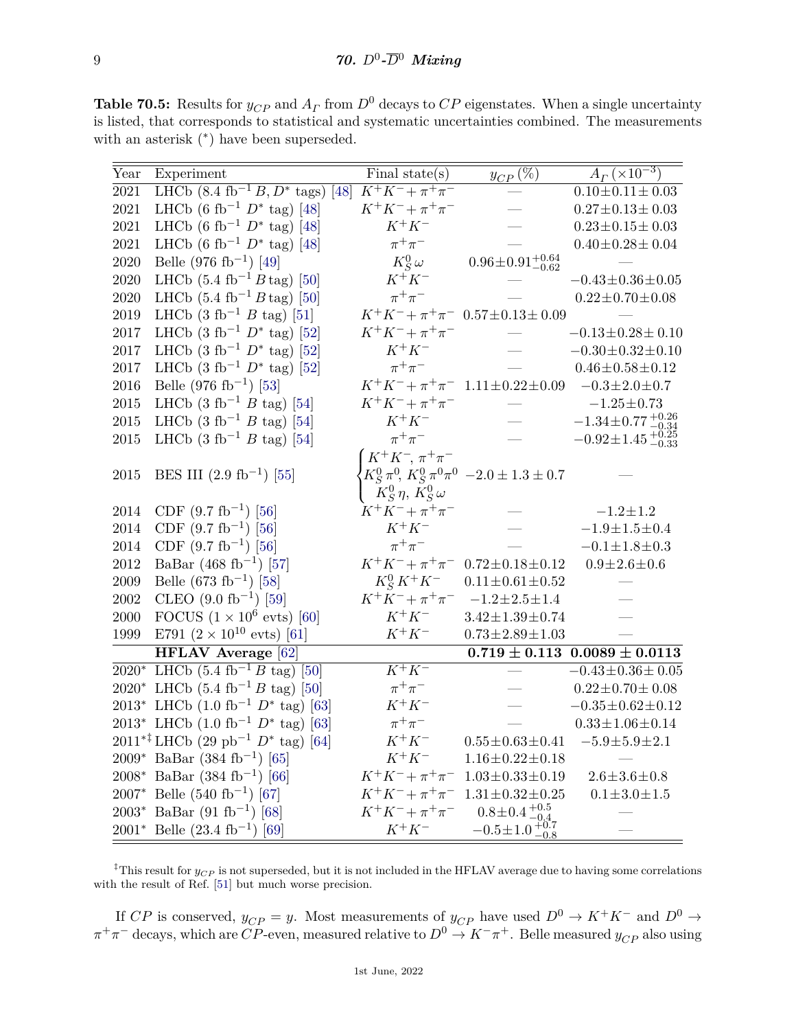**Table 70.5:** Results for $y_{CP}$ and $A_\Gamma$ from $D^0$ decays to $CP$ eigenstates. When a single uncertainty is listed, that corresponds to statistical and systematic uncertainties combined. The measurements with an asterisk (*) have been superseded.

| Year | Experiment | Final state(s) | $y_{CP}$ (%) | $A_\Gamma$ ($\times 10^{-3}$) |
|---|---|---|---|---|
| 2021 | LHCb (8.4 fb$^{-1}$ $B, D^*$ tags) [48] | $K^+K^- + \pi^+\pi^-$ | — | $0.10 \pm 0.11 \pm 0.03$ |
| 2021 | LHCb (6 fb$^{-1}$ $D^*$ tag) [48] | $K^+K^- + \pi^+\pi^-$ | — | $0.27 \pm 0.13 \pm 0.03$ |
| 2021 | LHCb (6 fb$^{-1}$ $D^*$ tag) [48] | $K^+K^-$ | — | $0.23 \pm 0.15 \pm 0.03$ |
| 2021 | LHCb (6 fb$^{-1}$ $D^*$ tag) [48] | $\pi^+\pi^-$ | — | $0.40 \pm 0.28 \pm 0.04$ |
| 2020 | Belle (976 fb$^{-1}$) [49] | $K^0_S\,\omega$ | $0.96 \pm 0.91^{+0.64}_{-0.62}$ | — |
| 2020 | LHCb (5.4 fb$^{-1}$ $B$ tag) [50] | $K^+K^-$ | — | $-0.43 \pm 0.36 \pm 0.05$ |
| 2020 | LHCb (5.4 fb$^{-1}$ $B$ tag) [50] | $\pi^+\pi^-$ | — | $0.22 \pm 0.70 \pm 0.08$ |
| 2019 | LHCb (3 fb$^{-1}$ $B$ tag) [51] | $K^+K^- + \pi^+\pi^-$ | $0.57 \pm 0.13 \pm 0.09$ | — |
| 2017 | LHCb (3 fb$^{-1}$ $D^*$ tag) [52] | $K^+K^- + \pi^+\pi^-$ | — | $-0.13 \pm 0.28 \pm 0.10$ |
| 2017 | LHCb (3 fb$^{-1}$ $D^*$ tag) [52] | $K^+K^-$ | — | $-0.30 \pm 0.32 \pm 0.10$ |
| 2017 | LHCb (3 fb$^{-1}$ $D^*$ tag) [52] | $\pi^+\pi^-$ | — | $0.46 \pm 0.58 \pm 0.12$ |
| 2016 | Belle (976 fb$^{-1}$) [53] | $K^+K^- + \pi^+\pi^-$ | $1.11 \pm 0.22 \pm 0.09$ | $-0.3 \pm 2.0 \pm 0.7$ |
| 2015 | LHCb (3 fb$^{-1}$ $B$ tag) [54] | $K^+K^- + \pi^+\pi^-$ | — | $-1.25 \pm 0.73$ |
| 2015 | LHCb (3 fb$^{-1}$ $B$ tag) [54] | $K^+K^-$ | — | $-1.34 \pm 0.77^{+0.26}_{-0.34}$ |
| 2015 | LHCb (3 fb$^{-1}$ $B$ tag) [54] | $\pi^+\pi^-$ | — | $-0.92 \pm 1.45^{+0.25}_{-0.33}$ |
| 2015 | BES III (2.9 fb$^{-1}$) [55] | $K^+K^-$, $\pi^+\pi^-$, $K^0_S\,\pi^0$, $K^0_S\,\pi^0\pi^0$, $K^0_S\,\eta$, $K^0_S\,\omega$ | $-2.0 \pm 1.3 \pm 0.7$ | — |
| 2014 | CDF (9.7 fb$^{-1}$) [56] | $K^+K^- + \pi^+\pi^-$ | — | $-1.2 \pm 1.2$ |
| 2014 | CDF (9.7 fb$^{-1}$) [56] | $K^+K^-$ | — | $-1.9 \pm 1.5 \pm 0.4$ |
| 2014 | CDF (9.7 fb$^{-1}$) [56] | $\pi^+\pi^-$ | — | $-0.1 \pm 1.8 \pm 0.3$ |
| 2012 | BaBar (468 fb$^{-1}$) [57] | $K^+K^- + \pi^+\pi^-$ | $0.72 \pm 0.18 \pm 0.12$ | $0.9 \pm 2.6 \pm 0.6$ |
| 2009 | Belle (673 fb$^{-1}$) [58] | $K^0_S\,K^+K^-$ | $0.11 \pm 0.61 \pm 0.52$ | — |
| 2002 | CLEO (9.0 fb$^{-1}$) [59] | $K^+K^- + \pi^+\pi^-$ | $-1.2 \pm 2.5 \pm 1.4$ | — |
| 2000 | FOCUS ($1 \times 10^6$ evts) [60] | $K^+K^-$ | $3.42 \pm 1.39 \pm 0.74$ | — |
| 1999 | E791 ($2 \times 10^{10}$ evts) [61] | $K^+K^-$ | $0.73 \pm 2.89 \pm 1.03$ | — |
| | **HFLAV Average** [62] | | $\mathbf{0.719 \pm 0.113}$ | $\mathbf{0.0089 \pm 0.0113}$ |
| 2020* | LHCb (5.4 fb$^{-1}$ $B$ tag) [50] | $K^+K^-$ | — | $-0.43 \pm 0.36 \pm 0.05$ |
| 2020* | LHCb (5.4 fb$^{-1}$ $B$ tag) [50] | $\pi^+\pi^-$ | — | $0.22 \pm 0.70 \pm 0.08$ |
| 2013* | LHCb (1.0 fb$^{-1}$ $D^*$ tag) [63] | $K^+K^-$ | — | $-0.35 \pm 0.62 \pm 0.12$ |
| 2013* | LHCb (1.0 fb$^{-1}$ $D^*$ tag) [63] | $\pi^+\pi^-$ | — | $0.33 \pm 1.06 \pm 0.14$ |
| 2011*‡ | LHCb (29 pb$^{-1}$ $D^*$ tag) [64] | $K^+K^-$ | $0.55 \pm 0.63 \pm 0.41$ | $-5.9 \pm 5.9 \pm 2.1$ |
| 2009* | BaBar (384 fb$^{-1}$) [65] | $K^+K^-$ | $1.16 \pm 0.22 \pm 0.18$ | — |
| 2008* | BaBar (384 fb$^{-1}$) [66] | $K^+K^- + \pi^+\pi^-$ | $1.03 \pm 0.33 \pm 0.19$ | $2.6 \pm 3.6 \pm 0.8$ |
| 2007* | Belle (540 fb$^{-1}$) [67] | $K^+K^- + \pi^+\pi^-$ | $1.31 \pm 0.32 \pm 0.25$ | $0.1 \pm 3.0 \pm 1.5$ |
| 2003* | BaBar (91 fb$^{-1}$) [68] | $K^+K^- + \pi^+\pi^-$ | $0.8 \pm 0.4^{+0.5}_{-0.4}$ | — |
| 2001* | Belle (23.4 fb$^{-1}$) [69] | $K^+K^-$ | $-0.5 \pm 1.0^{+0.7}_{-0.8}$ | — |

‡This result for $y_{CP}$ is not superseded, but it is not included in the HFLAV average due to having some correlations with the result of Ref. [51] but much worse precision.

If $CP$ is conserved, $y_{CP} = y$. Most measurements of $y_{CP}$ have used $D^0 \to K^+K^-$ and $D^0 \to \pi^+\pi^-$ decays, which are $CP$-even, measured relative to $D^0 \to K^-\pi^+$. Belle measured $y_{CP}$ also using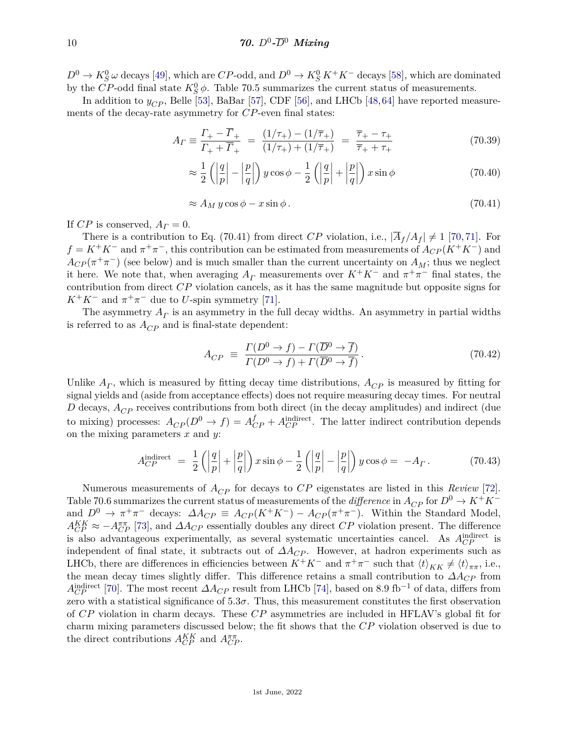$D^0 \to K^0_S\,\omega$ decays [49], which are $CP$-odd, and $D^0 \to K^0_S\,K^+K^-$ decays [58], which are dominated by the $CP$-odd final state $K^0_S\,\phi$. Table 70.5 summarizes the current status of measurements.

In addition to $y_{CP}$, Belle [53], BaBar [57], CDF [56], and LHCb [48,64] have reported measurements of the decay-rate asymmetry for $CP$-even final states:

$$A_\Gamma \equiv \frac{\Gamma_+ - \overline{\Gamma}_+}{\Gamma_+ + \overline{\Gamma}_+} \;=\; \frac{(1/\tau_+) - (1/\overline{\tau}_+)}{(1/\tau_+) + (1/\overline{\tau}_+)} \;=\; \frac{\overline{\tau}_+ - \tau_+}{\overline{\tau}_+ + \tau_+} \tag{70.39}$$

$$\approx \frac{1}{2}\left(\left|\frac{q}{p}\right| - \left|\frac{p}{q}\right|\right) y\cos\phi - \frac{1}{2}\left(\left|\frac{q}{p}\right| + \left|\frac{p}{q}\right|\right) x\sin\phi \tag{70.40}$$

$$\approx A_M\, y\cos\phi - x\sin\phi\,. \tag{70.41}$$

If $CP$ is conserved, $A_\Gamma = 0$.

There is a contribution to Eq. (70.41) from direct $CP$ violation, i.e., $|\overline{A}_f/A_f| \neq 1$ [70,71]. For $f = K^+K^-$ and $\pi^+\pi^-$, this contribution can be estimated from measurements of $A_{CP}(K^+K^-)$ and $A_{CP}(\pi^+\pi^-)$ (see below) and is much smaller than the current uncertainty on $A_M$; thus we neglect it here. We note that, when averaging $A_\Gamma$ measurements over $K^+K^-$ and $\pi^+\pi^-$ final states, the contribution from direct $CP$ violation cancels, as it has the same magnitude but opposite signs for $K^+K^-$ and $\pi^+\pi^-$ due to $U$-spin symmetry [71].

The asymmetry $A_\Gamma$ is an asymmetry in the full decay widths. An asymmetry in partial widths is referred to as $A_{CP}$ and is final-state dependent:

$$A_{CP} \;\equiv\; \frac{\Gamma(D^0 \to f) - \Gamma(\overline{D}^0 \to \overline{f})}{\Gamma(D^0 \to f) + \Gamma(\overline{D}^0 \to \overline{f})}\,. \tag{70.42}$$

Unlike $A_\Gamma$, which is measured by fitting decay time distributions, $A_{CP}$ is measured by fitting for signal yields and (aside from acceptance effects) does not require measuring decay times. For neutral $D$ decays, $A_{CP}$ receives contributions from both direct (in the decay amplitudes) and indirect (due to mixing) processes: $A_{CP}(D^0 \to f) = A^f_{CP} + A^{\rm indirect}_{CP}$. The latter indirect contribution depends on the mixing parameters $x$ and $y$:

$$A^{\rm indirect}_{CP} \;=\; \frac{1}{2}\left(\left|\frac{q}{p}\right| + \left|\frac{p}{q}\right|\right) x\sin\phi - \frac{1}{2}\left(\left|\frac{q}{p}\right| - \left|\frac{p}{q}\right|\right) y\cos\phi = \; -A_\Gamma\,. \tag{70.43}$$

Numerous measurements of $A_{CP}$ for decays to $CP$ eigenstates are listed in this *Review* [72]. Table 70.6 summarizes the current status of measurements of the *difference* in $A_{CP}$ for $D^0 \to K^+K^-$ and $D^0 \to \pi^+\pi^-$ decays: $\Delta A_{CP} \equiv A_{CP}(K^+K^-) - A_{CP}(\pi^+\pi^-)$. Within the Standard Model, $A^{KK}_{CP} \approx -A^{\pi\pi}_{CP}$ [73], and $\Delta A_{CP}$ essentially doubles any direct $CP$ violation present. The difference is also advantageous experimentally, as several systematic uncertainties cancel. As $A^{\rm indirect}_{CP}$ is independent of final state, it subtracts out of $\Delta A_{CP}$. However, at hadron experiments such as LHCb, there are differences in efficiencies between $K^+K^-$ and $\pi^+\pi^-$ such that $\langle t\rangle_{KK} \neq \langle t\rangle_{\pi\pi}$, i.e., the mean decay times slightly differ. This difference retains a small contribution to $\Delta A_{CP}$ from $A^{\rm indirect}_{CP}$ [70]. The most recent $\Delta A_{CP}$ result from LHCb [74], based on 8.9 fb$^{-1}$ of data, differs from zero with a statistical significance of $5.3\sigma$. Thus, this measurement constitutes the first observation of $CP$ violation in charm decays. These $CP$ asymmetries are included in HFLAV's global fit for charm mixing parameters discussed below; the fit shows that the $CP$ violation observed is due to the direct contributions $A^{KK}_{CP}$ and $A^{\pi\pi}_{CP}$.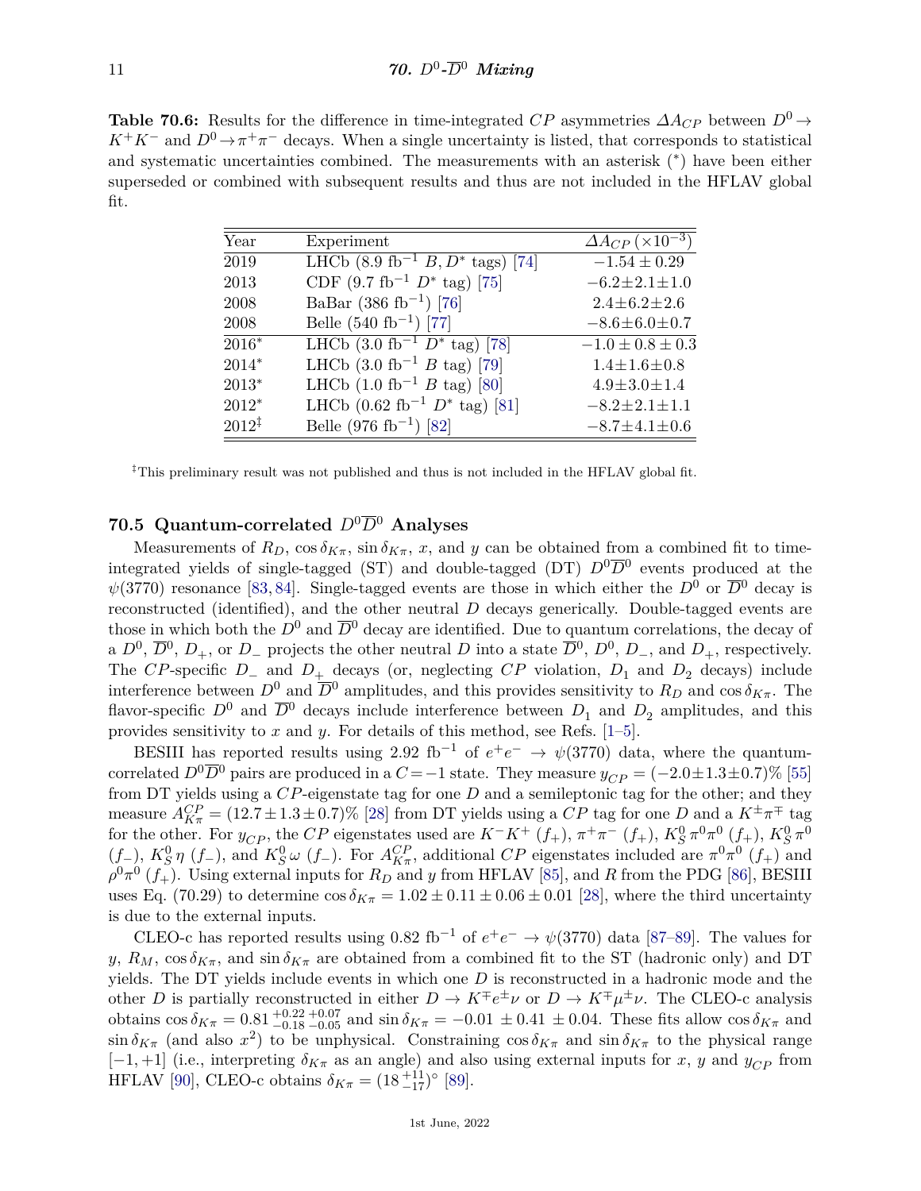**Table 70.6:** Results for the difference in time-integrated $CP$ asymmetries $\Delta A_{CP}$ between $D^0 \to K^+K^-$ and $D^0 \to \pi^+\pi^-$ decays. When a single uncertainty is listed, that corresponds to statistical and systematic uncertainties combined. The measurements with an asterisk (*) have been either superseded or combined with subsequent results and thus are not included in the HFLAV global fit.

| Year | Experiment | $\Delta A_{CP}$ ($\times 10^{-3}$) |
|---|---|---|
| 2019 | LHCb (8.9 $\text{fb}^{-1}$ $B, D^*$ tags) [74] | $-1.54 \pm 0.29$ |
| 2013 | CDF (9.7 $\text{fb}^{-1}$ $D^*$ tag) [75] | $-6.2 \pm 2.1 \pm 1.0$ |
| 2008 | BaBar (386 $\text{fb}^{-1}$) [76] | $2.4 \pm 6.2 \pm 2.6$ |
| 2008 | Belle (540 $\text{fb}^{-1}$) [77] | $-8.6 \pm 6.0 \pm 0.7$ |
| 2016* | LHCb (3.0 $\text{fb}^{-1}$ $D^*$ tag) [78] | $-1.0 \pm 0.8 \pm 0.3$ |
| 2014* | LHCb (3.0 $\text{fb}^{-1}$ $B$ tag) [79] | $1.4 \pm 1.6 \pm 0.8$ |
| 2013* | LHCb (1.0 $\text{fb}^{-1}$ $B$ tag) [80] | $4.9 \pm 3.0 \pm 1.4$ |
| 2012* | LHCb (0.62 $\text{fb}^{-1}$ $D^*$ tag) [81] | $-8.2 \pm 2.1 \pm 1.1$ |
| 2012‡ | Belle (976 $\text{fb}^{-1}$) [82] | $-8.7 \pm 4.1 \pm 0.6$ |

‡This preliminary result was not published and thus is not included in the HFLAV global fit.

## 70.5 Quantum-correlated $D^0\overline{D}^0$ Analyses

Measurements of $R_D$, $\cos\delta_{K\pi}$, $\sin\delta_{K\pi}$, $x$, and $y$ can be obtained from a combined fit to time-integrated yields of single-tagged (ST) and double-tagged (DT) $D^0\overline{D}^0$ events produced at the $\psi(3770)$ resonance [83, 84]. Single-tagged events are those in which either the $D^0$ or $\overline{D}^0$ decay is reconstructed (identified), and the other neutral $D$ decays generically. Double-tagged events are those in which both the $D^0$ and $\overline{D}^0$ decay are identified. Due to quantum correlations, the decay of a $D^0$, $\overline{D}^0$, $D_+$, or $D_-$ projects the other neutral $D$ into a state $\overline{D}^0$, $D^0$, $D_-$, and $D_+$, respectively. The $CP$-specific $D_-$ and $D_+$ decays (or, neglecting $CP$ violation, $D_1$ and $D_2$ decays) include interference between $D^0$ and $\overline{D}^0$ amplitudes, and this provides sensitivity to $R_D$ and $\cos\delta_{K\pi}$. The flavor-specific $D^0$ and $\overline{D}^0$ decays include interference between $D_1$ and $D_2$ amplitudes, and this provides sensitivity to $x$ and $y$. For details of this method, see Refs. [1–5].

BESIII has reported results using 2.92 $\text{fb}^{-1}$ of $e^+e^- \to \psi(3770)$ data, where the quantum-correlated $D^0\overline{D}^0$ pairs are produced in a $C = -1$ state. They measure $y_{CP} = (-2.0 \pm 1.3 \pm 0.7)\%$ [55] from DT yields using a $CP$-eigenstate tag for one $D$ and a semileptonic tag for the other; and they measure $A^{CP}_{K\pi} = (12.7 \pm 1.3 \pm 0.7)\%$ [28] from DT yields using a $CP$ tag for one $D$ and a $K^\pm\pi^\mp$ tag for the other. For $y_{CP}$, the $CP$ eigenstates used are $K^-K^+$ $(f_+)$, $\pi^+\pi^-$ $(f_+)$, $K^0_S\pi^0\pi^0$ $(f_+)$, $K^0_S\pi^0$ $(f_-)$, $K^0_S\eta$ $(f_-)$, and $K^0_S\omega$ $(f_-)$. For $A^{CP}_{K\pi}$, additional $CP$ eigenstates included are $\pi^0\pi^0$ $(f_+)$ and $\rho^0\pi^0$ $(f_+)$. Using external inputs for $R_D$ and $y$ from HFLAV [85], and $R$ from the PDG [86], BESIII uses Eq. (70.29) to determine $\cos\delta_{K\pi} = 1.02 \pm 0.11 \pm 0.06 \pm 0.01$ [28], where the third uncertainty is due to the external inputs.

CLEO-c has reported results using 0.82 $\text{fb}^{-1}$ of $e^+e^- \to \psi(3770)$ data [87–89]. The values for $y$, $R_M$, $\cos\delta_{K\pi}$, and $\sin\delta_{K\pi}$ are obtained from a combined fit to the ST (hadronic only) and DT yields. The DT yields include events in which one $D$ is reconstructed in a hadronic mode and the other $D$ is partially reconstructed in either $D \to K^\mp e^\pm\nu$ or $D \to K^\mp\mu^\pm\nu$. The CLEO-c analysis obtains $\cos\delta_{K\pi} = 0.81\,^{+0.22}_{-0.18}\,^{+0.07}_{-0.05}$ and $\sin\delta_{K\pi} = -0.01 \pm 0.41 \pm 0.04$. These fits allow $\cos\delta_{K\pi}$ and $\sin\delta_{K\pi}$ (and also $x^2$) to be unphysical. Constraining $\cos\delta_{K\pi}$ and $\sin\delta_{K\pi}$ to the physical range $[-1, +1]$ (i.e., interpreting $\delta_{K\pi}$ as an angle) and also using external inputs for $x$, $y$ and $y_{CP}$ from HFLAV [90], CLEO-c obtains $\delta_{K\pi} = (18\,^{+11}_{-17})^\circ$ [89].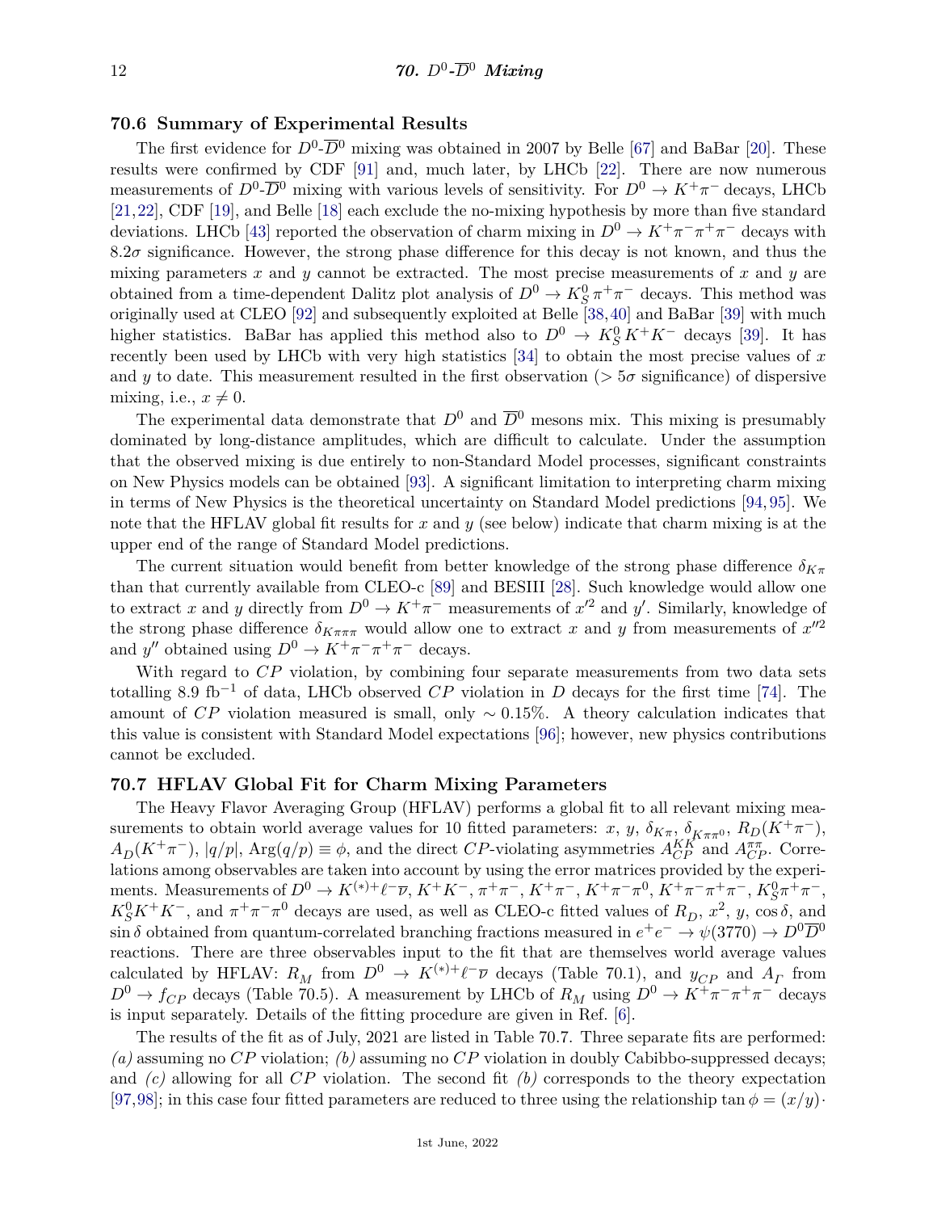## 70.6 Summary of Experimental Results

The first evidence for $D^0$-$\overline{D}^0$ mixing was obtained in 2007 by Belle [67] and BaBar [20]. These results were confirmed by CDF [91] and, much later, by LHCb [22]. There are now numerous measurements of $D^0$-$\overline{D}^0$ mixing with various levels of sensitivity. For $D^0 \to K^+\pi^-$ decays, LHCb [21,22], CDF [19], and Belle [18] each exclude the no-mixing hypothesis by more than five standard deviations. LHCb [43] reported the observation of charm mixing in $D^0 \to K^+\pi^-\pi^+\pi^-$ decays with $8.2\sigma$ significance. However, the strong phase difference for this decay is not known, and thus the mixing parameters $x$ and $y$ cannot be extracted. The most precise measurements of $x$ and $y$ are obtained from a time-dependent Dalitz plot analysis of $D^0 \to K^0_S\pi^+\pi^-$ decays. This method was originally used at CLEO [92] and subsequently exploited at Belle [38,40] and BaBar [39] with much higher statistics. BaBar has applied this method also to $D^0 \to K^0_S K^+K^-$ decays [39]. It has recently been used by LHCb with very high statistics [34] to obtain the most precise values of $x$ and $y$ to date. This measurement resulted in the first observation ($> 5\sigma$ significance) of dispersive mixing, i.e., $x \neq 0$.

The experimental data demonstrate that $D^0$ and $\overline{D}^0$ mesons mix. This mixing is presumably dominated by long-distance amplitudes, which are difficult to calculate. Under the assumption that the observed mixing is due entirely to non-Standard Model processes, significant constraints on New Physics models can be obtained [93]. A significant limitation to interpreting charm mixing in terms of New Physics is the theoretical uncertainty on Standard Model predictions [94,95]. We note that the HFLAV global fit results for $x$ and $y$ (see below) indicate that charm mixing is at the upper end of the range of Standard Model predictions.

The current situation would benefit from better knowledge of the strong phase difference $\delta_{K\pi}$ than that currently available from CLEO-c [89] and BESIII [28]. Such knowledge would allow one to extract $x$ and $y$ directly from $D^0 \to K^+\pi^-$ measurements of $x'^2$ and $y'$. Similarly, knowledge of the strong phase difference $\delta_{K\pi\pi\pi}$ would allow one to extract $x$ and $y$ from measurements of $x''^2$ and $y''$ obtained using $D^0 \to K^+\pi^-\pi^+\pi^-$ decays.

With regard to $CP$ violation, by combining four separate measurements from two data sets totalling 8.9 fb$^{-1}$ of data, LHCb observed $CP$ violation in $D$ decays for the first time [74]. The amount of $CP$ violation measured is small, only $\sim 0.15\%$. A theory calculation indicates that this value is consistent with Standard Model expectations [96]; however, new physics contributions cannot be excluded.

## 70.7 HFLAV Global Fit for Charm Mixing Parameters

The Heavy Flavor Averaging Group (HFLAV) performs a global fit to all relevant mixing measurements to obtain world average values for 10 fitted parameters: $x$, $y$, $\delta_{K\pi}$, $\delta_{K\pi\pi^0}$, $R_D(K^+\pi^-)$, $A_D(K^+\pi^-)$, $|q/p|$, $\mathrm{Arg}(q/p) \equiv \phi$, and the direct $CP$-violating asymmetries $A^{KK}_{CP}$ and $A^{\pi\pi}_{CP}$. Correlations among observables are taken into account by using the error matrices provided by the experiments. Measurements of $D^0 \to K^{(*)+}\ell^-\overline{\nu}$, $K^+K^-$, $\pi^+\pi^-$, $K^+\pi^-$, $K^+\pi^-\pi^0$, $K^+\pi^-\pi^+\pi^-$, $K^0_S\pi^+\pi^-$, $K^0_S K^+K^-$, and $\pi^+\pi^-\pi^0$ decays are used, as well as CLEO-c fitted values of $R_D$, $x^2$, $y$, $\cos\delta$, and $\sin\delta$ obtained from quantum-correlated branching fractions measured in $e^+e^- \to \psi(3770) \to D^0\overline{D}^0$ reactions. There are three observables input to the fit that are themselves world average values calculated by HFLAV: $R_M$ from $D^0 \to K^{(*)+}\ell^-\overline{\nu}$ decays (Table 70.1), and $y_{CP}$ and $A_\Gamma$ from $D^0 \to f_{CP}$ decays (Table 70.5). A measurement by LHCb of $R_M$ using $D^0 \to K^+\pi^-\pi^+\pi^-$ decays is input separately. Details of the fitting procedure are given in Ref. [6].

The results of the fit as of July, 2021 are listed in Table 70.7. Three separate fits are performed: *(a)* assuming no $CP$ violation; *(b)* assuming no $CP$ violation in doubly Cabibbo-suppressed decays; and *(c)* allowing for all $CP$ violation. The second fit *(b)* corresponds to the theory expectation [97,98]; in this case four fitted parameters are reduced to three using the relationship $\tan\phi = (x/y)\cdot$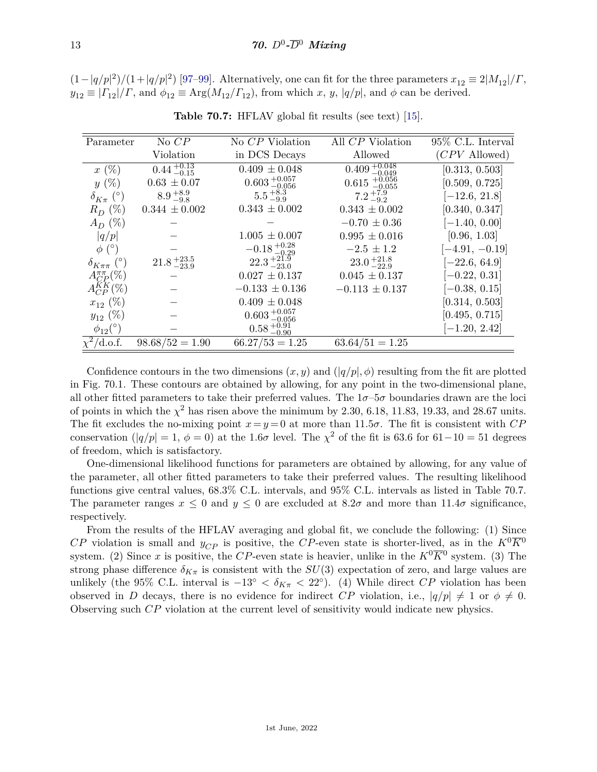$(1-|q/p|^2)/(1+|q/p|^2)$ [97–99]. Alternatively, one can fit for the three parameters $x_{12} \equiv 2|M_{12}|/\Gamma$, $y_{12} \equiv |\Gamma_{12}|/\Gamma$, and $\phi_{12} \equiv \mathrm{Arg}(M_{12}/\Gamma_{12})$, from which $x$, $y$, $|q/p|$, and $\phi$ can be derived.

**Table 70.7:** HFLAV global fit results (see text) [15].

| Parameter | No $CP$ Violation | No $CP$ Violation in DCS Decays | All $CP$ Violation Allowed | 95% C.L. Interval ($CPV$ Allowed) |
|---|---|---|---|---|
| $x$ (%) | $0.44\,^{+0.13}_{-0.15}$ | $0.409\,\pm 0.048$ | $0.409\,^{+0.048}_{-0.049}$ | [0.313, 0.503] |
| $y$ (%) | $0.63\,\pm 0.07$ | $0.603\,^{+0.057}_{-0.056}$ | $0.615\,^{+0.056}_{-0.055}$ | [0.509, 0.725] |
| $\delta_{K\pi}$ (°) | $8.9\,^{+8.9}_{-9.8}$ | $5.5\,^{+8.3}_{-9.9}$ | $7.2\,^{+7.9}_{-9.2}$ | [−12.6, 21.8] |
| $R_D$ (%) | $0.344\,\pm 0.002$ | $0.343\,\pm 0.002$ | $0.343\,\pm 0.002$ | [0.340, 0.347] |
| $A_D$ (%) | − | − | $-0.70\,\pm 0.36$ | [−1.40, 0.00] |
| $\lvert q/p \rvert$ | − | $1.005\,\pm 0.007$ | $0.995\,\pm 0.016$ | [0.96, 1.03] |
| $\phi$ (°) | − | $-0.18\,^{+0.28}_{-0.29}$ | $-2.5\,\pm 1.2$ | [−4.91, −0.19] |
| $\delta_{K\pi\pi}$ (°) | $21.8\,^{+23.5}_{-23.9}$ | $22.3\,^{+21.9}_{-23.0}$ | $23.0\,^{+21.8}_{-22.9}$ | [−22.6, 64.9] |
| $A_{CP}^{\pi\pi}$(%) | − | $0.027\,\pm 0.137$ | $0.045\,\pm 0.137$ | [−0.22, 0.31] |
| $A_{CP}^{KK}$(%) | − | $-0.133\,\pm 0.136$ | $-0.113\,\pm 0.137$ | [−0.38, 0.15] |
| $x_{12}$ (%) | − | $0.409\,\pm 0.048$ | | [0.314, 0.503] |
| $y_{12}$ (%) | − | $0.603\,^{+0.057}_{-0.056}$ | | [0.495, 0.715] |
| $\phi_{12}$(°) | − | $0.58\,^{+0.91}_{-0.90}$ | | [−1.20, 2.42] |
| $\chi^2$/d.o.f. | $98.68/52 = 1.90$ | $66.27/53 = 1.25$ | $63.64/51 = 1.25$ | |

Confidence contours in the two dimensions $(x, y)$ and $(|q/p|, \phi)$ resulting from the fit are plotted in Fig. 70.1. These contours are obtained by allowing, for any point in the two-dimensional plane, all other fitted parameters to take their preferred values. The $1\sigma$–$5\sigma$ boundaries drawn are the loci of points in which the $\chi^2$ has risen above the minimum by 2.30, 6.18, 11.83, 19.33, and 28.67 units. The fit excludes the no-mixing point $x = y = 0$ at more than $11.5\sigma$. The fit is consistent with $CP$ conservation ($|q/p| = 1$, $\phi = 0$) at the $1.6\sigma$ level. The $\chi^2$ of the fit is 63.6 for $61 - 10 = 51$ degrees of freedom, which is satisfactory.

One-dimensional likelihood functions for parameters are obtained by allowing, for any value of the parameter, all other fitted parameters to take their preferred values. The resulting likelihood functions give central values, 68.3% C.L. intervals, and 95% C.L. intervals as listed in Table 70.7. The parameter ranges $x \leq 0$ and $y \leq 0$ are excluded at $8.2\sigma$ and more than $11.4\sigma$ significance, respectively.

From the results of the HFLAV averaging and global fit, we conclude the following: (1) Since $CP$ violation is small and $y_{CP}$ is positive, the $CP$-even state is shorter-lived, as in the $K^0\overline{K}^0$ system. (2) Since $x$ is positive, the $CP$-even state is heavier, unlike in the $K^0\overline{K}^0$ system. (3) The strong phase difference $\delta_{K\pi}$ is consistent with the $SU(3)$ expectation of zero, and large values are unlikely (the 95% C.L. interval is $-13^\circ < \delta_{K\pi} < 22^\circ$). (4) While direct $CP$ violation has been observed in $D$ decays, there is no evidence for indirect $CP$ violation, i.e., $|q/p| \neq 1$ or $\phi \neq 0$. Observing such $CP$ violation at the current level of sensitivity would indicate new physics.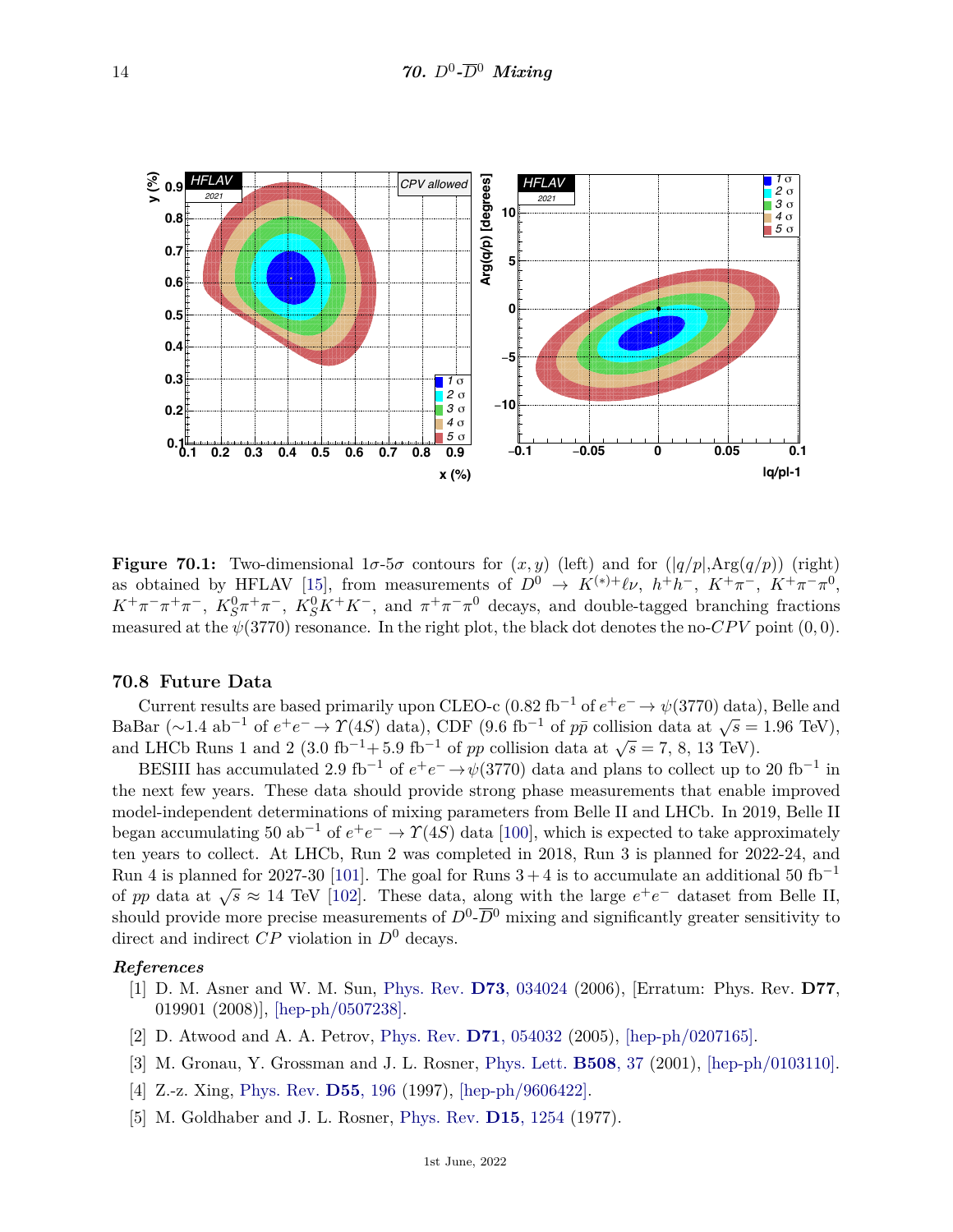**Figure 70.1:** Two-dimensional $1\sigma$-$5\sigma$ contours for $(x, y)$ (left) and for $(|q/p|, \mathrm{Arg}(q/p))$ (right) as obtained by HFLAV [15], from measurements of $D^0 \to K^{(*)+}\ell\nu$, $h^+h^-$, $K^+\pi^-$, $K^+\pi^-\pi^0$, $K^+\pi^-\pi^+\pi^-$, $K^0_S\pi^+\pi^-$, $K^0_S K^+K^-$, and $\pi^+\pi^-\pi^0$ decays, and double-tagged branching fractions measured at the $\psi(3770)$ resonance. In the right plot, the black dot denotes the no-$CPV$ point $(0, 0)$.

## 70.8 Future Data

Current results are based primarily upon CLEO-c (0.82 fb$^{-1}$ of $e^+e^- \to \psi(3770)$ data), Belle and BaBar ($\sim$1.4 ab$^{-1}$ of $e^+e^- \to \Upsilon(4S)$ data), CDF (9.6 fb$^{-1}$ of $p\bar{p}$ collision data at $\sqrt{s} = 1.96$ TeV), and LHCb Runs 1 and 2 (3.0 fb$^{-1}$+ 5.9 fb$^{-1}$ of $pp$ collision data at $\sqrt{s} = 7$, 8, 13 TeV).

BESIII has accumulated 2.9 fb$^{-1}$ of $e^+e^- \to \psi(3770)$ data and plans to collect up to 20 fb$^{-1}$ in the next few years. These data should provide strong phase measurements that enable improved model-independent determinations of mixing parameters from Belle II and LHCb. In 2019, Belle II began accumulating 50 ab$^{-1}$ of $e^+e^- \to \Upsilon(4S)$ data [100], which is expected to take approximately ten years to collect. At LHCb, Run 2 was completed in 2018, Run 3 is planned for 2022-24, and Run 4 is planned for 2027-30 [101]. The goal for Runs $3 + 4$ is to accumulate an additional 50 fb$^{-1}$ of $pp$ data at $\sqrt{s} \approx 14$ TeV [102]. These data, along with the large $e^+e^-$ dataset from Belle II, should provide more precise measurements of $D^0$-$\overline{D}^0$ mixing and significantly greater sensitivity to direct and indirect $CP$ violation in $D^0$ decays.

### *References*

[1] D. M. Asner and W. M. Sun, Phys. Rev. **D73**, 034024 (2006), [Erratum: Phys. Rev. **D77**, 019901 (2008)], [hep-ph/0507238].

[2] D. Atwood and A. A. Petrov, Phys. Rev. **D71**, 054032 (2005), [hep-ph/0207165].

[3] M. Gronau, Y. Grossman and J. L. Rosner, Phys. Lett. **B508**, 37 (2001), [hep-ph/0103110].

[4] Z.-z. Xing, Phys. Rev. **D55**, 196 (1997), [hep-ph/9606422].

[5] M. Goldhaber and J. L. Rosner, Phys. Rev. **D15**, 1254 (1977).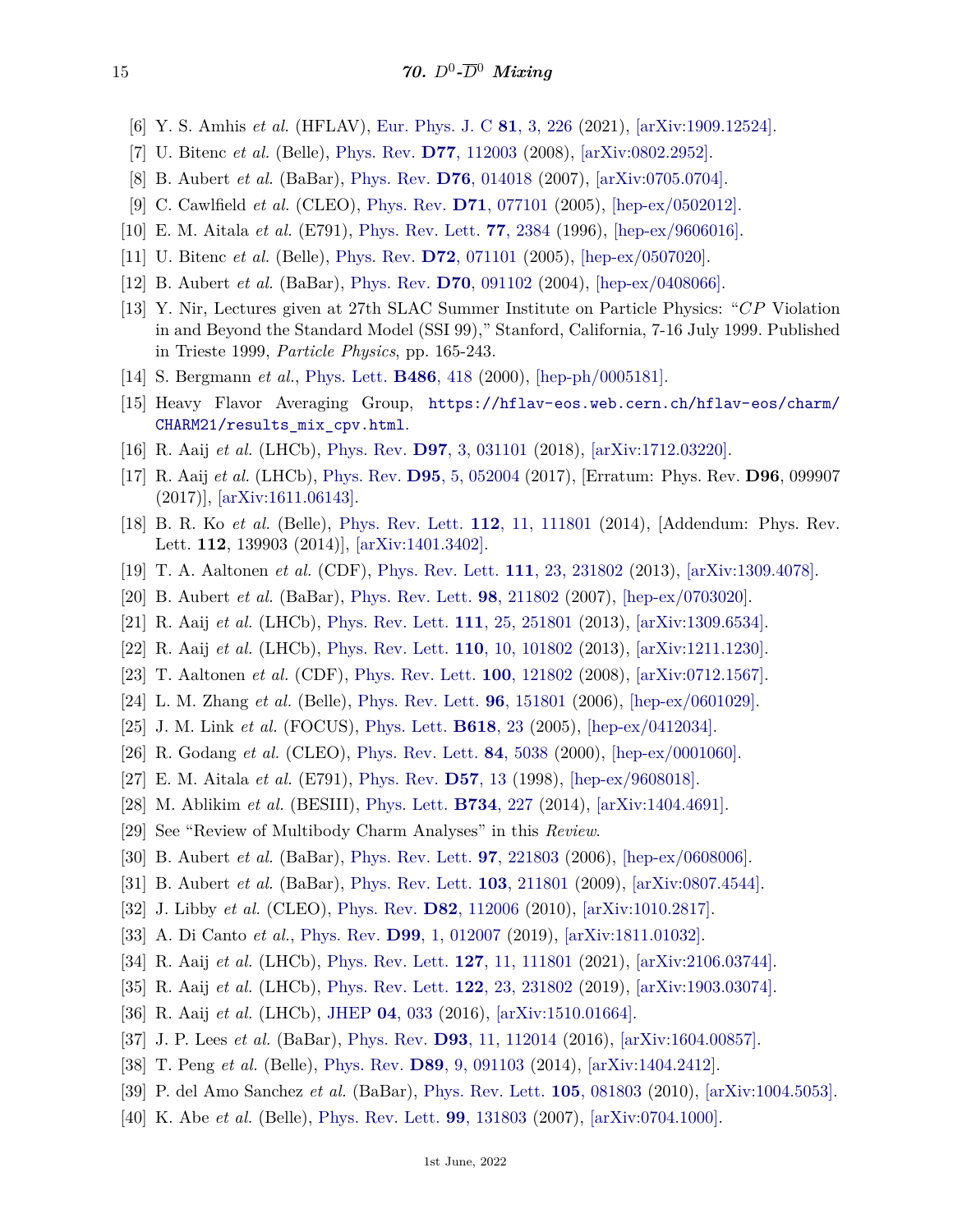[6] Y. S. Amhis *et al.* (HFLAV), Eur. Phys. J. C **81**, 3, 226 (2021), [arXiv:1909.12524].

[7] U. Bitenc *et al.* (Belle), Phys. Rev. **D77**, 112003 (2008), [arXiv:0802.2952].

[8] B. Aubert *et al.* (BaBar), Phys. Rev. **D76**, 014018 (2007), [arXiv:0705.0704].

[9] C. Cawlfield *et al.* (CLEO), Phys. Rev. **D71**, 077101 (2005), [hep-ex/0502012].

[10] E. M. Aitala *et al.* (E791), Phys. Rev. Lett. **77**, 2384 (1996), [hep-ex/9606016].

[11] U. Bitenc *et al.* (Belle), Phys. Rev. **D72**, 071101 (2005), [hep-ex/0507020].

[12] B. Aubert *et al.* (BaBar), Phys. Rev. **D70**, 091102 (2004), [hep-ex/0408066].

[13] Y. Nir, Lectures given at 27th SLAC Summer Institute on Particle Physics: "$CP$ Violation in and Beyond the Standard Model (SSI 99)," Stanford, California, 7-16 July 1999. Published in Trieste 1999, *Particle Physics*, pp. 165-243.

[14] S. Bergmann *et al.*, Phys. Lett. **B486**, 418 (2000), [hep-ph/0005181].

[15] Heavy Flavor Averaging Group, `https://hflav-eos.web.cern.ch/hflav-eos/charm/CHARM21/results_mix_cpv.html`.

[16] R. Aaij *et al.* (LHCb), Phys. Rev. **D97**, 3, 031101 (2018), [arXiv:1712.03220].

[17] R. Aaij *et al.* (LHCb), Phys. Rev. **D95**, 5, 052004 (2017), [Erratum: Phys. Rev. **D96**, 099907 (2017)], [arXiv:1611.06143].

[18] B. R. Ko *et al.* (Belle), Phys. Rev. Lett. **112**, 11, 111801 (2014), [Addendum: Phys. Rev. Lett. **112**, 139903 (2014)], [arXiv:1401.3402].

[19] T. A. Aaltonen *et al.* (CDF), Phys. Rev. Lett. **111**, 23, 231802 (2013), [arXiv:1309.4078].

[20] B. Aubert *et al.* (BaBar), Phys. Rev. Lett. **98**, 211802 (2007), [hep-ex/0703020].

[21] R. Aaij *et al.* (LHCb), Phys. Rev. Lett. **111**, 25, 251801 (2013), [arXiv:1309.6534].

[22] R. Aaij *et al.* (LHCb), Phys. Rev. Lett. **110**, 10, 101802 (2013), [arXiv:1211.1230].

[23] T. Aaltonen *et al.* (CDF), Phys. Rev. Lett. **100**, 121802 (2008), [arXiv:0712.1567].

[24] L. M. Zhang *et al.* (Belle), Phys. Rev. Lett. **96**, 151801 (2006), [hep-ex/0601029].

[25] J. M. Link *et al.* (FOCUS), Phys. Lett. **B618**, 23 (2005), [hep-ex/0412034].

[26] R. Godang *et al.* (CLEO), Phys. Rev. Lett. **84**, 5038 (2000), [hep-ex/0001060].

[27] E. M. Aitala *et al.* (E791), Phys. Rev. **D57**, 13 (1998), [hep-ex/9608018].

[28] M. Ablikim *et al.* (BESIII), Phys. Lett. **B734**, 227 (2014), [arXiv:1404.4691].

[29] See "Review of Multibody Charm Analyses" in this *Review*.

[30] B. Aubert *et al.* (BaBar), Phys. Rev. Lett. **97**, 221803 (2006), [hep-ex/0608006].

[31] B. Aubert *et al.* (BaBar), Phys. Rev. Lett. **103**, 211801 (2009), [arXiv:0807.4544].

[32] J. Libby *et al.* (CLEO), Phys. Rev. **D82**, 112006 (2010), [arXiv:1010.2817].

[33] A. Di Canto *et al.*, Phys. Rev. **D99**, 1, 012007 (2019), [arXiv:1811.01032].

[34] R. Aaij *et al.* (LHCb), Phys. Rev. Lett. **127**, 11, 111801 (2021), [arXiv:2106.03744].

[35] R. Aaij *et al.* (LHCb), Phys. Rev. Lett. **122**, 23, 231802 (2019), [arXiv:1903.03074].

[36] R. Aaij *et al.* (LHCb), JHEP **04**, 033 (2016), [arXiv:1510.01664].

[37] J. P. Lees *et al.* (BaBar), Phys. Rev. **D93**, 11, 112014 (2016), [arXiv:1604.00857].

[38] T. Peng *et al.* (Belle), Phys. Rev. **D89**, 9, 091103 (2014), [arXiv:1404.2412].

[39] P. del Amo Sanchez *et al.* (BaBar), Phys. Rev. Lett. **105**, 081803 (2010), [arXiv:1004.5053].

[40] K. Abe *et al.* (Belle), Phys. Rev. Lett. **99**, 131803 (2007), [arXiv:0704.1000].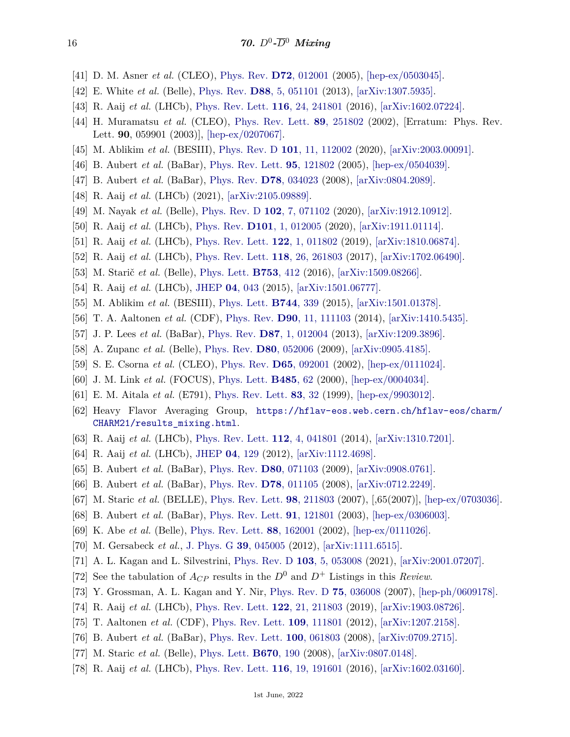[41] D. M. Asner *et al.* (CLEO), Phys. Rev. **D72**, 012001 (2005), [hep-ex/0503045].

[42] E. White *et al.* (Belle), Phys. Rev. **D88**, 5, 051101 (2013), [arXiv:1307.5935].

[43] R. Aaij *et al.* (LHCb), Phys. Rev. Lett. **116**, 24, 241801 (2016), [arXiv:1602.07224].

[44] H. Muramatsu *et al.* (CLEO), Phys. Rev. Lett. **89**, 251802 (2002), [Erratum: Phys. Rev. Lett. **90**, 059901 (2003)], [hep-ex/0207067].

[45] M. Ablikim *et al.* (BESIII), Phys. Rev. D **101**, 11, 112002 (2020), [arXiv:2003.00091].

[46] B. Aubert *et al.* (BaBar), Phys. Rev. Lett. **95**, 121802 (2005), [hep-ex/0504039].

[47] B. Aubert *et al.* (BaBar), Phys. Rev. **D78**, 034023 (2008), [arXiv:0804.2089].

[48] R. Aaij *et al.* (LHCb) (2021), [arXiv:2105.09889].

[49] M. Nayak *et al.* (Belle), Phys. Rev. D **102**, 7, 071102 (2020), [arXiv:1912.10912].

[50] R. Aaij *et al.* (LHCb), Phys. Rev. **D101**, 1, 012005 (2020), [arXiv:1911.01114].

[51] R. Aaij *et al.* (LHCb), Phys. Rev. Lett. **122**, 1, 011802 (2019), [arXiv:1810.06874].

[52] R. Aaij *et al.* (LHCb), Phys. Rev. Lett. **118**, 26, 261803 (2017), [arXiv:1702.06490].

[53] M. Starič *et al.* (Belle), Phys. Lett. **B753**, 412 (2016), [arXiv:1509.08266].

[54] R. Aaij *et al.* (LHCb), JHEP **04**, 043 (2015), [arXiv:1501.06777].

[55] M. Ablikim *et al.* (BESIII), Phys. Lett. **B744**, 339 (2015), [arXiv:1501.01378].

[56] T. A. Aaltonen *et al.* (CDF), Phys. Rev. **D90**, 11, 111103 (2014), [arXiv:1410.5435].

[57] J. P. Lees *et al.* (BaBar), Phys. Rev. **D87**, 1, 012004 (2013), [arXiv:1209.3896].

[58] A. Zupanc *et al.* (Belle), Phys. Rev. **D80**, 052006 (2009), [arXiv:0905.4185].

[59] S. E. Csorna *et al.* (CLEO), Phys. Rev. **D65**, 092001 (2002), [hep-ex/0111024].

[60] J. M. Link *et al.* (FOCUS), Phys. Lett. **B485**, 62 (2000), [hep-ex/0004034].

[61] E. M. Aitala *et al.* (E791), Phys. Rev. Lett. **83**, 32 (1999), [hep-ex/9903012].

[62] Heavy Flavor Averaging Group, `https://hflav-eos.web.cern.ch/hflav-eos/charm/CHARM21/results_mixing.html`.

[63] R. Aaij *et al.* (LHCb), Phys. Rev. Lett. **112**, 4, 041801 (2014), [arXiv:1310.7201].

[64] R. Aaij *et al.* (LHCb), JHEP **04**, 129 (2012), [arXiv:1112.4698].

[65] B. Aubert *et al.* (BaBar), Phys. Rev. **D80**, 071103 (2009), [arXiv:0908.0761].

[66] B. Aubert *et al.* (BaBar), Phys. Rev. **D78**, 011105 (2008), [arXiv:0712.2249].

[67] M. Staric *et al.* (BELLE), Phys. Rev. Lett. **98**, 211803 (2007), [,65(2007)], [hep-ex/0703036].

[68] B. Aubert *et al.* (BaBar), Phys. Rev. Lett. **91**, 121801 (2003), [hep-ex/0306003].

[69] K. Abe *et al.* (Belle), Phys. Rev. Lett. **88**, 162001 (2002), [hep-ex/0111026].

[70] M. Gersabeck *et al.*, J. Phys. G **39**, 045005 (2012), [arXiv:1111.6515].

[71] A. L. Kagan and L. Silvestrini, Phys. Rev. D **103**, 5, 053008 (2021), [arXiv:2001.07207].

[72] See the tabulation of $A_{CP}$ results in the $D^0$ and $D^+$ Listings in this *Review*.

[73] Y. Grossman, A. L. Kagan and Y. Nir, Phys. Rev. D **75**, 036008 (2007), [hep-ph/0609178].

[74] R. Aaij *et al.* (LHCb), Phys. Rev. Lett. **122**, 21, 211803 (2019), [arXiv:1903.08726].

[75] T. Aaltonen *et al.* (CDF), Phys. Rev. Lett. **109**, 111801 (2012), [arXiv:1207.2158].

[76] B. Aubert *et al.* (BaBar), Phys. Rev. Lett. **100**, 061803 (2008), [arXiv:0709.2715].

[77] M. Staric *et al.* (Belle), Phys. Lett. **B670**, 190 (2008), [arXiv:0807.0148].

[78] R. Aaij *et al.* (LHCb), Phys. Rev. Lett. **116**, 19, 191601 (2016), [arXiv:1602.03160].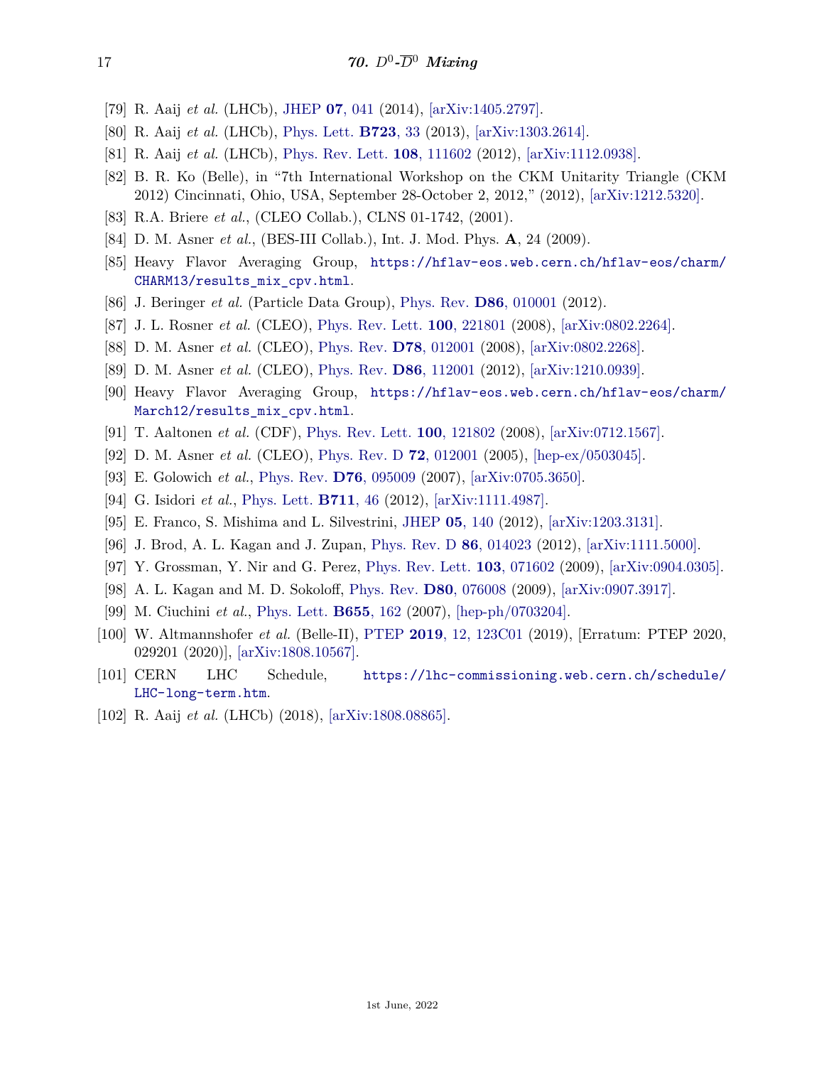[79] R. Aaij *et al.* (LHCb), JHEP **07**, 041 (2014), [arXiv:1405.2797].

[80] R. Aaij *et al.* (LHCb), Phys. Lett. **B723**, 33 (2013), [arXiv:1303.2614].

[81] R. Aaij *et al.* (LHCb), Phys. Rev. Lett. **108**, 111602 (2012), [arXiv:1112.0938].

[82] B. R. Ko (Belle), in "7th International Workshop on the CKM Unitarity Triangle (CKM 2012) Cincinnati, Ohio, USA, September 28-October 2, 2012," (2012), [arXiv:1212.5320].

[83] R.A. Briere *et al.*, (CLEO Collab.), CLNS 01-1742, (2001).

[84] D. M. Asner *et al.*, (BES-III Collab.), Int. J. Mod. Phys. **A**, 24 (2009).

[85] Heavy Flavor Averaging Group, `https://hflav-eos.web.cern.ch/hflav-eos/charm/CHARM13/results_mix_cpv.html`.

[86] J. Beringer *et al.* (Particle Data Group), Phys. Rev. **D86**, 010001 (2012).

[87] J. L. Rosner *et al.* (CLEO), Phys. Rev. Lett. **100**, 221801 (2008), [arXiv:0802.2264].

[88] D. M. Asner *et al.* (CLEO), Phys. Rev. **D78**, 012001 (2008), [arXiv:0802.2268].

[89] D. M. Asner *et al.* (CLEO), Phys. Rev. **D86**, 112001 (2012), [arXiv:1210.0939].

[90] Heavy Flavor Averaging Group, `https://hflav-eos.web.cern.ch/hflav-eos/charm/March12/results_mix_cpv.html`.

[91] T. Aaltonen *et al.* (CDF), Phys. Rev. Lett. **100**, 121802 (2008), [arXiv:0712.1567].

[92] D. M. Asner *et al.* (CLEO), Phys. Rev. D **72**, 012001 (2005), [hep-ex/0503045].

[93] E. Golowich *et al.*, Phys. Rev. **D76**, 095009 (2007), [arXiv:0705.3650].

[94] G. Isidori *et al.*, Phys. Lett. **B711**, 46 (2012), [arXiv:1111.4987].

[95] E. Franco, S. Mishima and L. Silvestrini, JHEP **05**, 140 (2012), [arXiv:1203.3131].

[96] J. Brod, A. L. Kagan and J. Zupan, Phys. Rev. D **86**, 014023 (2012), [arXiv:1111.5000].

[97] Y. Grossman, Y. Nir and G. Perez, Phys. Rev. Lett. **103**, 071602 (2009), [arXiv:0904.0305].

[98] A. L. Kagan and M. D. Sokoloff, Phys. Rev. **D80**, 076008 (2009), [arXiv:0907.3917].

[99] M. Ciuchini *et al.*, Phys. Lett. **B655**, 162 (2007), [hep-ph/0703204].

[100] W. Altmannshofer *et al.* (Belle-II), PTEP **2019**, 12, 123C01 (2019), [Erratum: PTEP 2020, 029201 (2020)], [arXiv:1808.10567].

[101] CERN LHC Schedule, `https://lhc-commissioning.web.cern.ch/schedule/LHC-long-term.htm`.

[102] R. Aaij *et al.* (LHCb) (2018), [arXiv:1808.08865].